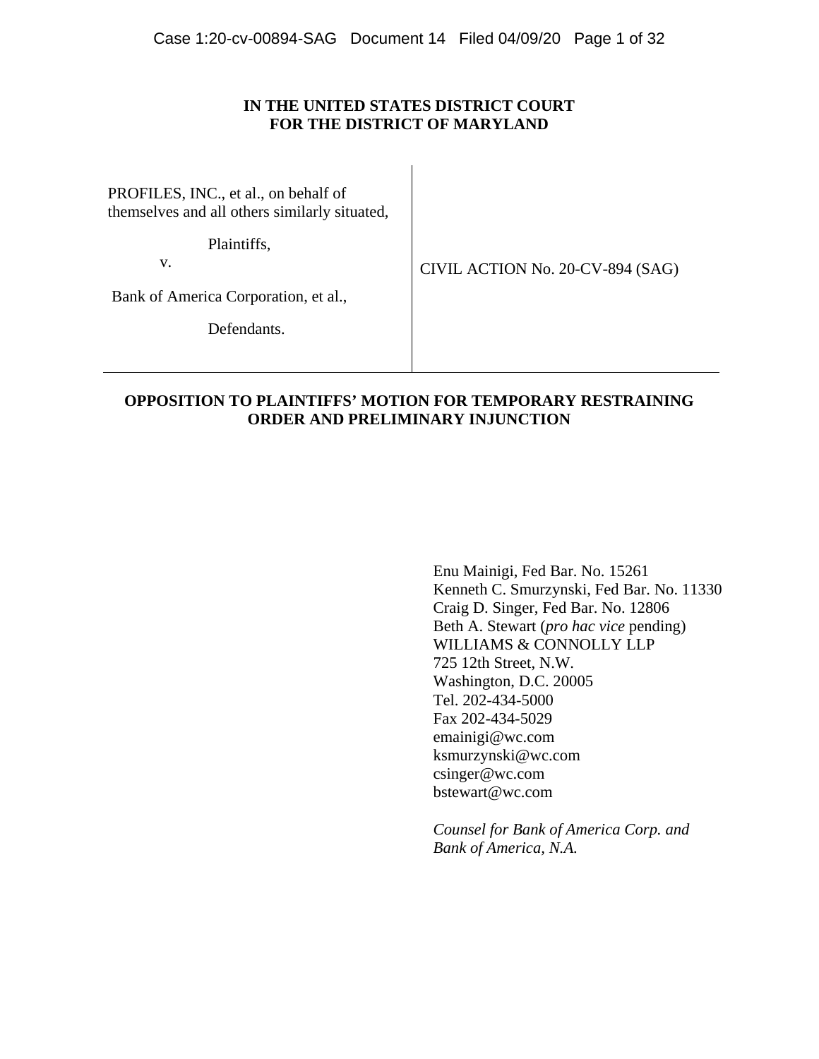**IN THE UNITED STATES DISTRICT COURT**
**FOR THE DISTRICT OF MARYLAND**

| | |
|---|---|
| PROFILES, INC., et al., on behalf of themselves and all others similarly situated,<br><br>Plaintiffs,<br><br>v.<br><br>Bank of America Corporation, et al.,<br><br>Defendants. | CIVIL ACTION No. 20-CV-894 (SAG) |

**OPPOSITION TO PLAINTIFFS' MOTION FOR TEMPORARY RESTRAINING ORDER AND PRELIMINARY INJUNCTION**

Enu Mainigi, Fed Bar. No. 15261
Kenneth C. Smurzynski, Fed Bar. No. 11330
Craig D. Singer, Fed Bar. No. 12806
Beth A. Stewart (*pro hac vice* pending)
WILLIAMS & CONNOLLY LLP
725 12th Street, N.W.
Washington, D.C. 20005
Tel. 202-434-5000
Fax 202-434-5029
emainigi@wc.com
ksmurzynski@wc.com
csinger@wc.com
bstewart@wc.com

*Counsel for Bank of America Corp. and Bank of America, N.A.*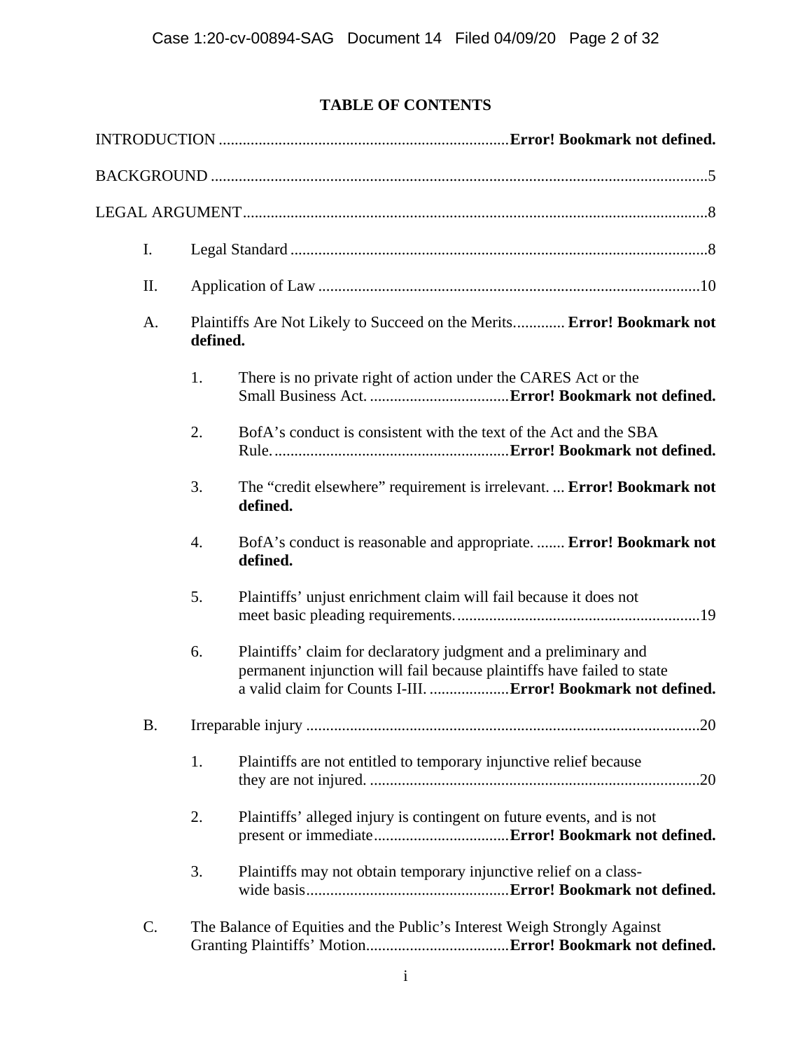# TABLE OF CONTENTS

INTRODUCTION ........................................................................ **Error! Bookmark not defined.**

BACKGROUND ............................................................................................................5

LEGAL ARGUMENT....................................................................................................8

- I. Legal Standard ........................................................................................8
- II. Application of Law ...............................................................................10
- A. Plaintiffs Are Not Likely to Succeed on the Merits............ **Error! Bookmark not defined.**
  1. There is no private right of action under the CARES Act or the Small Business Act. .................................. **Error! Bookmark not defined.**
  2. BofA's conduct is consistent with the text of the Act and the SBA Rule. .......................................................... **Error! Bookmark not defined.**
  3. The "credit elsewhere" requirement is irrelevant. ... **Error! Bookmark not defined.**
  4. BofA's conduct is reasonable and appropriate. ....... **Error! Bookmark not defined.**
  5. Plaintiffs' unjust enrichment claim will fail because it does not meet basic pleading requirements. ............................................................19
  6. Plaintiffs' claim for declaratory judgment and a preliminary and permanent injunction will fail because plaintiffs have failed to state a valid claim for Counts I-III. .................... **Error! Bookmark not defined.**
- B. Irreparable injury ..................................................................................20
  1. Plaintiffs are not entitled to temporary injunctive relief because they are not injured. ..................................................................................20
  2. Plaintiffs' alleged injury is contingent on future events, and is not present or immediate.................................. **Error! Bookmark not defined.**
  3. Plaintiffs may not obtain temporary injunctive relief on a class-wide basis.................................................. **Error! Bookmark not defined.**
- C. The Balance of Equities and the Public's Interest Weigh Strongly Against Granting Plaintiffs' Motion.................................. **Error! Bookmark not defined.**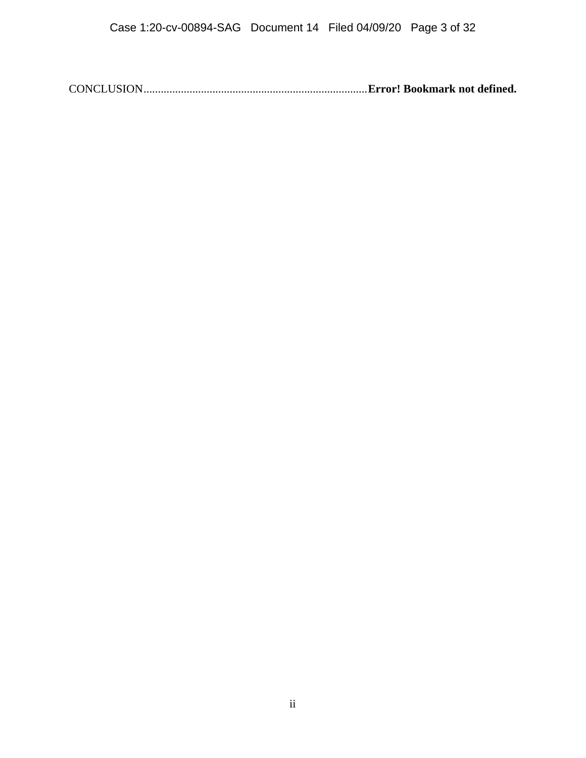CONCLUSION............................................................................**Error! Bookmark not defined.**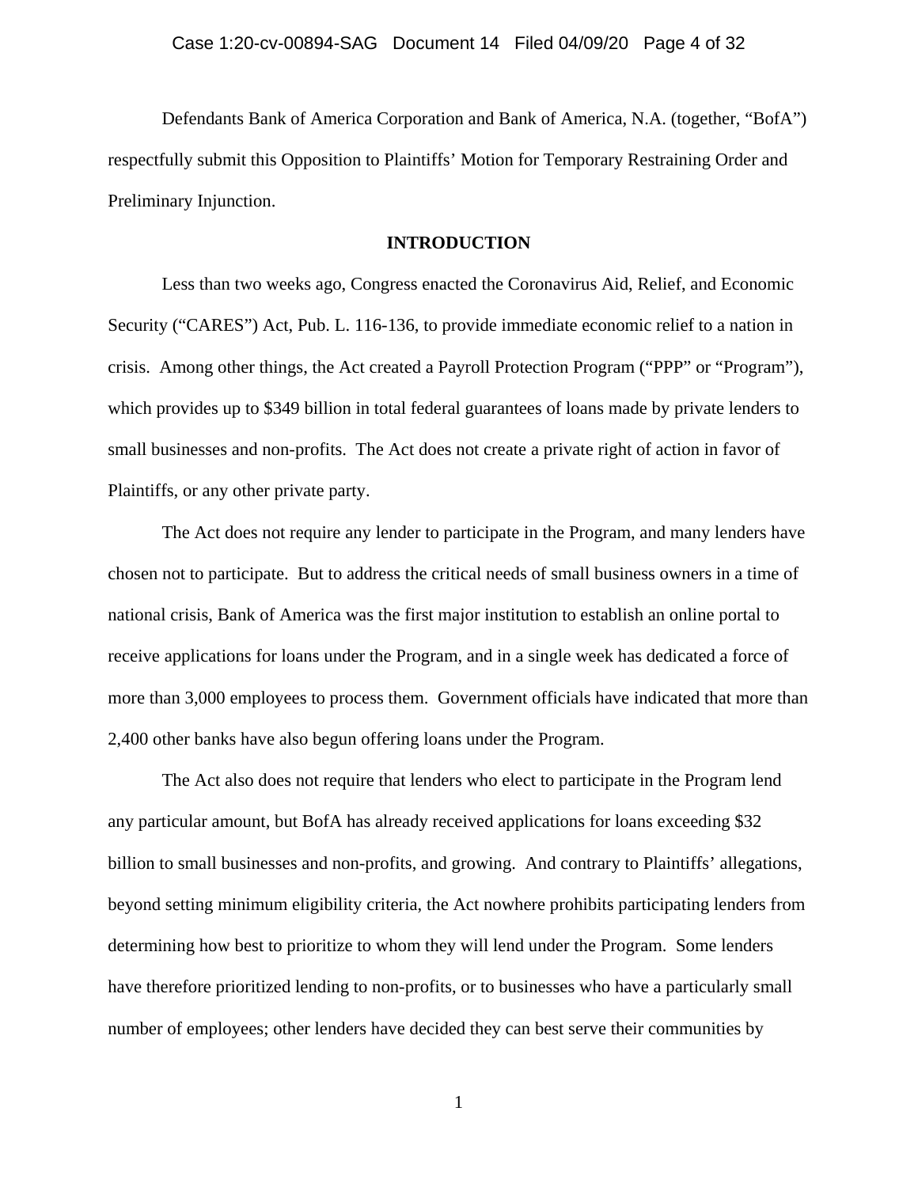Defendants Bank of America Corporation and Bank of America, N.A. (together, "BofA") respectfully submit this Opposition to Plaintiffs' Motion for Temporary Restraining Order and Preliminary Injunction.

## INTRODUCTION

Less than two weeks ago, Congress enacted the Coronavirus Aid, Relief, and Economic Security ("CARES") Act, Pub. L. 116-136, to provide immediate economic relief to a nation in crisis. Among other things, the Act created a Payroll Protection Program ("PPP" or "Program"), which provides up to $349 billion in total federal guarantees of loans made by private lenders to small businesses and non-profits. The Act does not create a private right of action in favor of Plaintiffs, or any other private party.

The Act does not require any lender to participate in the Program, and many lenders have chosen not to participate. But to address the critical needs of small business owners in a time of national crisis, Bank of America was the first major institution to establish an online portal to receive applications for loans under the Program, and in a single week has dedicated a force of more than 3,000 employees to process them. Government officials have indicated that more than 2,400 other banks have also begun offering loans under the Program.

The Act also does not require that lenders who elect to participate in the Program lend any particular amount, but BofA has already received applications for loans exceeding $32 billion to small businesses and non-profits, and growing. And contrary to Plaintiffs' allegations, beyond setting minimum eligibility criteria, the Act nowhere prohibits participating lenders from determining how best to prioritize to whom they will lend under the Program. Some lenders have therefore prioritized lending to non-profits, or to businesses who have a particularly small number of employees; other lenders have decided they can best serve their communities by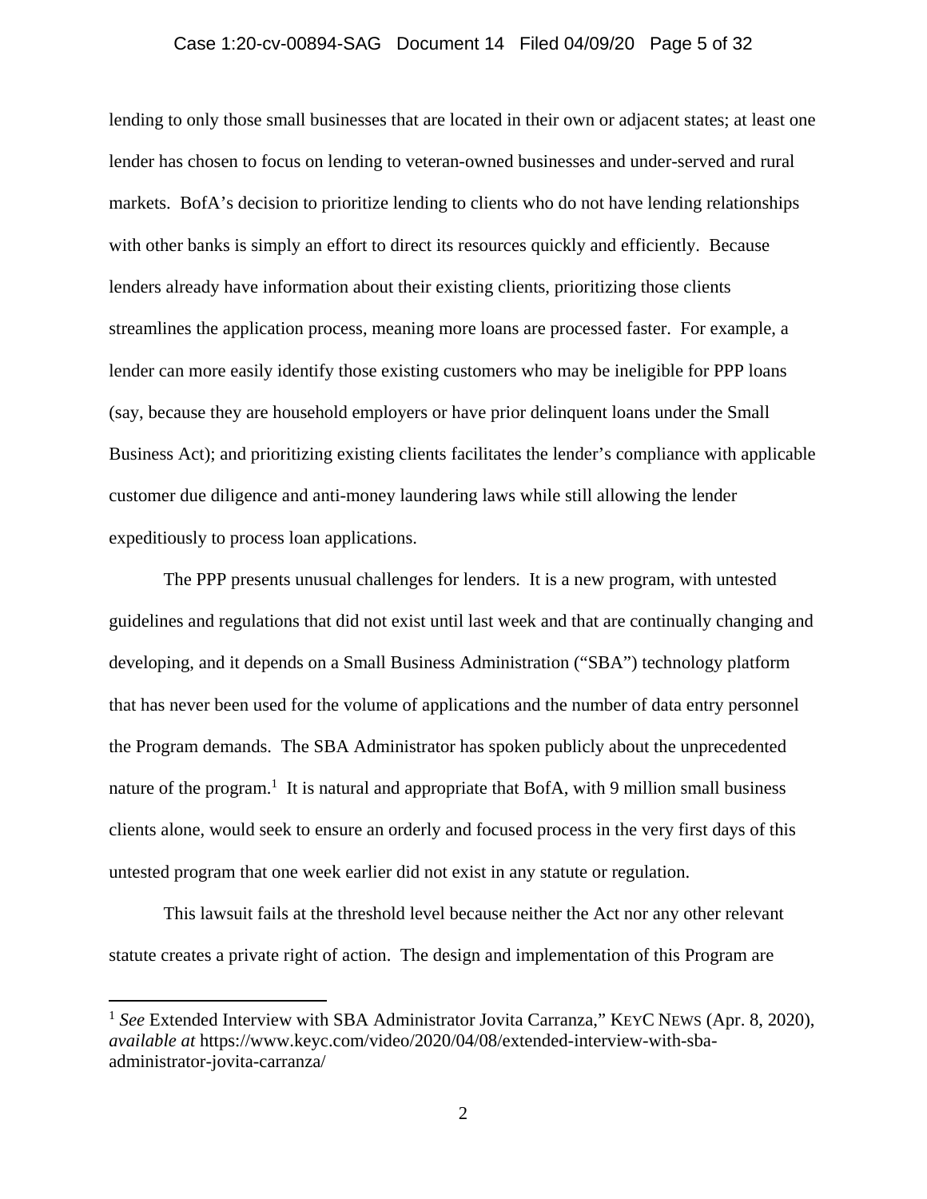lending to only those small businesses that are located in their own or adjacent states; at least one lender has chosen to focus on lending to veteran-owned businesses and under-served and rural markets. BofA's decision to prioritize lending to clients who do not have lending relationships with other banks is simply an effort to direct its resources quickly and efficiently. Because lenders already have information about their existing clients, prioritizing those clients streamlines the application process, meaning more loans are processed faster. For example, a lender can more easily identify those existing customers who may be ineligible for PPP loans (say, because they are household employers or have prior delinquent loans under the Small Business Act); and prioritizing existing clients facilitates the lender's compliance with applicable customer due diligence and anti-money laundering laws while still allowing the lender expeditiously to process loan applications.

The PPP presents unusual challenges for lenders. It is a new program, with untested guidelines and regulations that did not exist until last week and that are continually changing and developing, and it depends on a Small Business Administration ("SBA") technology platform that has never been used for the volume of applications and the number of data entry personnel the Program demands. The SBA Administrator has spoken publicly about the unprecedented nature of the program.[1] It is natural and appropriate that BofA, with 9 million small business clients alone, would seek to ensure an orderly and focused process in the very first days of this untested program that one week earlier did not exist in any statute or regulation.

This lawsuit fails at the threshold level because neither the Act nor any other relevant statute creates a private right of action. The design and implementation of this Program are

---

[1] *See* Extended Interview with SBA Administrator Jovita Carranza," KEYC NEWS (Apr. 8, 2020), *available at* https://www.keyc.com/video/2020/04/08/extended-interview-with-sba-administrator-jovita-carranza/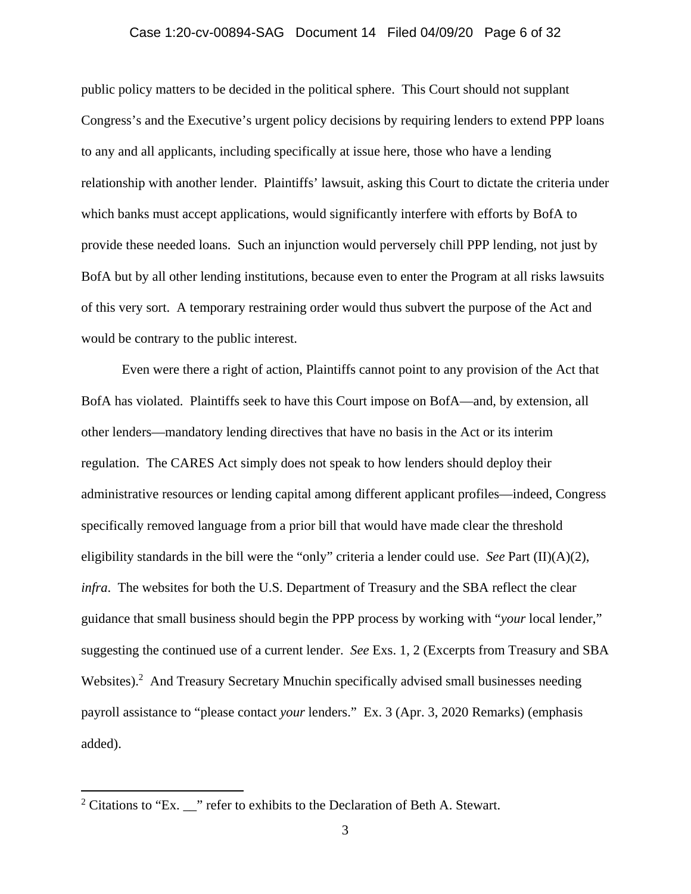public policy matters to be decided in the political sphere. This Court should not supplant Congress's and the Executive's urgent policy decisions by requiring lenders to extend PPP loans to any and all applicants, including specifically at issue here, those who have a lending relationship with another lender. Plaintiffs' lawsuit, asking this Court to dictate the criteria under which banks must accept applications, would significantly interfere with efforts by BofA to provide these needed loans. Such an injunction would perversely chill PPP lending, not just by BofA but by all other lending institutions, because even to enter the Program at all risks lawsuits of this very sort. A temporary restraining order would thus subvert the purpose of the Act and would be contrary to the public interest.

Even were there a right of action, Plaintiffs cannot point to any provision of the Act that BofA has violated. Plaintiffs seek to have this Court impose on BofA—and, by extension, all other lenders—mandatory lending directives that have no basis in the Act or its interim regulation. The CARES Act simply does not speak to how lenders should deploy their administrative resources or lending capital among different applicant profiles—indeed, Congress specifically removed language from a prior bill that would have made clear the threshold eligibility standards in the bill were the "only" criteria a lender could use. *See* Part (II)(A)(2), *infra*. The websites for both the U.S. Department of Treasury and the SBA reflect the clear guidance that small business should begin the PPP process by working with "*your* local lender," suggesting the continued use of a current lender. *See* Exs. 1, 2 (Excerpts from Treasury and SBA Websites).[2] And Treasury Secretary Mnuchin specifically advised small businesses needing payroll assistance to "please contact *your* lenders." Ex. 3 (Apr. 3, 2020 Remarks) (emphasis added).

---

[2] Citations to "Ex. __" refer to exhibits to the Declaration of Beth A. Stewart.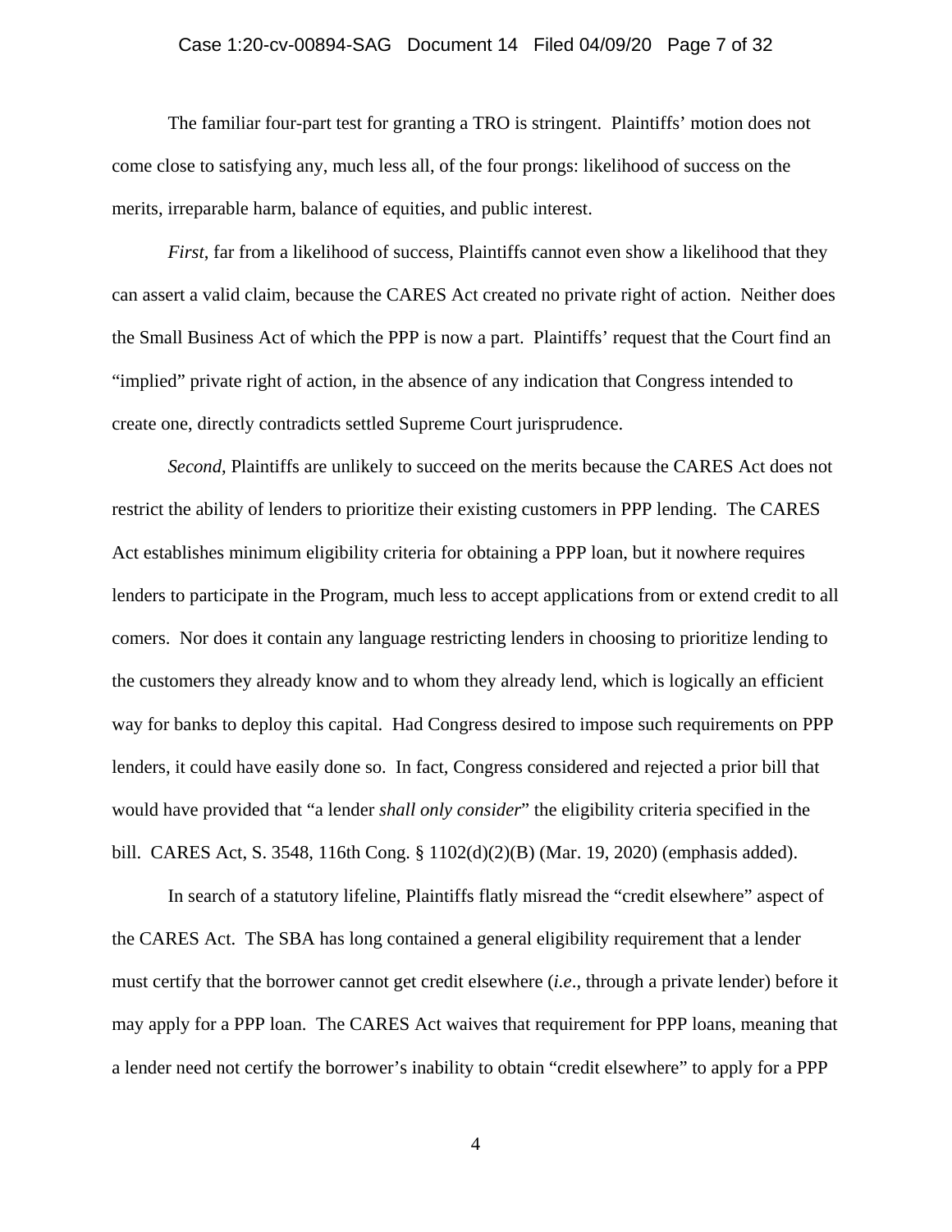The familiar four-part test for granting a TRO is stringent. Plaintiffs' motion does not come close to satisfying any, much less all, of the four prongs: likelihood of success on the merits, irreparable harm, balance of equities, and public interest.

*First*, far from a likelihood of success, Plaintiffs cannot even show a likelihood that they can assert a valid claim, because the CARES Act created no private right of action. Neither does the Small Business Act of which the PPP is now a part. Plaintiffs' request that the Court find an "implied" private right of action, in the absence of any indication that Congress intended to create one, directly contradicts settled Supreme Court jurisprudence.

*Second*, Plaintiffs are unlikely to succeed on the merits because the CARES Act does not restrict the ability of lenders to prioritize their existing customers in PPP lending. The CARES Act establishes minimum eligibility criteria for obtaining a PPP loan, but it nowhere requires lenders to participate in the Program, much less to accept applications from or extend credit to all comers. Nor does it contain any language restricting lenders in choosing to prioritize lending to the customers they already know and to whom they already lend, which is logically an efficient way for banks to deploy this capital. Had Congress desired to impose such requirements on PPP lenders, it could have easily done so. In fact, Congress considered and rejected a prior bill that would have provided that "a lender *shall only consider*" the eligibility criteria specified in the bill. CARES Act, S. 3548, 116th Cong. § 1102(d)(2)(B) (Mar. 19, 2020) (emphasis added).

In search of a statutory lifeline, Plaintiffs flatly misread the "credit elsewhere" aspect of the CARES Act. The SBA has long contained a general eligibility requirement that a lender must certify that the borrower cannot get credit elsewhere (*i.e*., through a private lender) before it may apply for a PPP loan. The CARES Act waives that requirement for PPP loans, meaning that a lender need not certify the borrower's inability to obtain "credit elsewhere" to apply for a PPP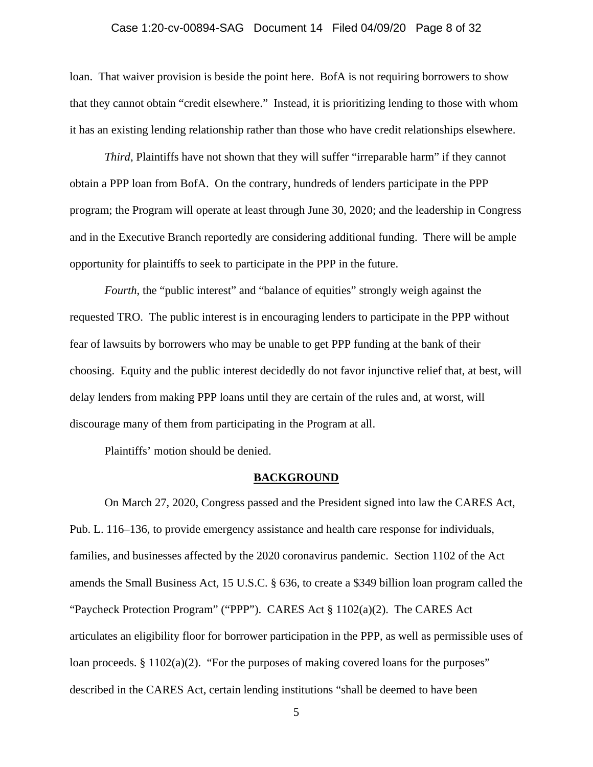loan. That waiver provision is beside the point here. BofA is not requiring borrowers to show that they cannot obtain "credit elsewhere." Instead, it is prioritizing lending to those with whom it has an existing lending relationship rather than those who have credit relationships elsewhere.

*Third*, Plaintiffs have not shown that they will suffer "irreparable harm" if they cannot obtain a PPP loan from BofA. On the contrary, hundreds of lenders participate in the PPP program; the Program will operate at least through June 30, 2020; and the leadership in Congress and in the Executive Branch reportedly are considering additional funding. There will be ample opportunity for plaintiffs to seek to participate in the PPP in the future.

*Fourth*, the "public interest" and "balance of equities" strongly weigh against the requested TRO. The public interest is in encouraging lenders to participate in the PPP without fear of lawsuits by borrowers who may be unable to get PPP funding at the bank of their choosing. Equity and the public interest decidedly do not favor injunctive relief that, at best, will delay lenders from making PPP loans until they are certain of the rules and, at worst, will discourage many of them from participating in the Program at all.

Plaintiffs' motion should be denied.

## BACKGROUND

On March 27, 2020, Congress passed and the President signed into law the CARES Act, Pub. L. 116–136, to provide emergency assistance and health care response for individuals, families, and businesses affected by the 2020 coronavirus pandemic. Section 1102 of the Act amends the Small Business Act, 15 U.S.C. § 636, to create a $349 billion loan program called the "Paycheck Protection Program" ("PPP"). CARES Act § 1102(a)(2). The CARES Act articulates an eligibility floor for borrower participation in the PPP, as well as permissible uses of loan proceeds. § 1102(a)(2). "For the purposes of making covered loans for the purposes" described in the CARES Act, certain lending institutions "shall be deemed to have been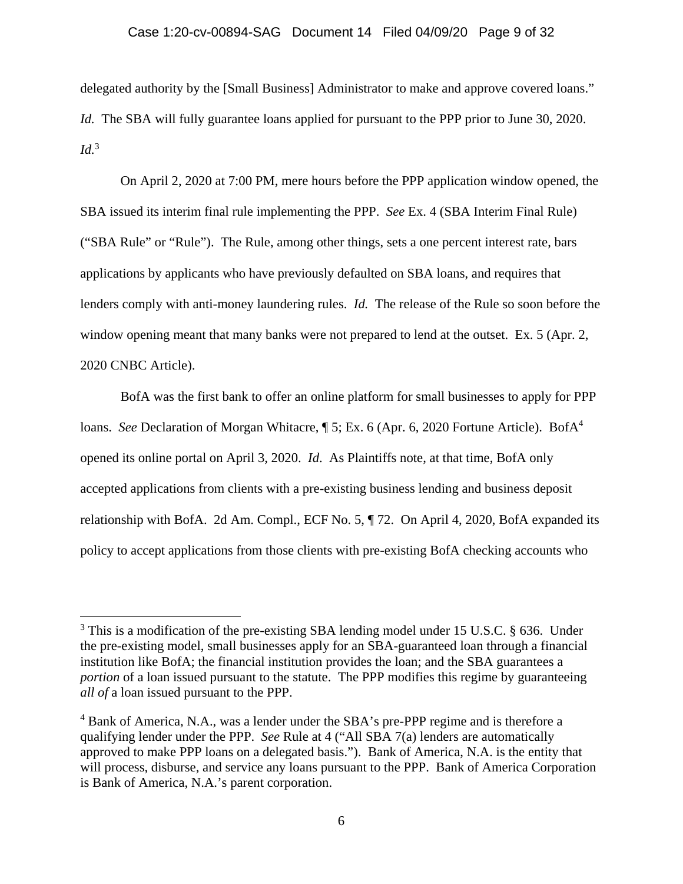delegated authority by the [Small Business] Administrator to make and approve covered loans." *Id.* The SBA will fully guarantee loans applied for pursuant to the PPP prior to June 30, 2020. *Id.*[3]

On April 2, 2020 at 7:00 PM, mere hours before the PPP application window opened, the SBA issued its interim final rule implementing the PPP. *See* Ex. 4 (SBA Interim Final Rule) ("SBA Rule" or "Rule"). The Rule, among other things, sets a one percent interest rate, bars applications by applicants who have previously defaulted on SBA loans, and requires that lenders comply with anti-money laundering rules. *Id.* The release of the Rule so soon before the window opening meant that many banks were not prepared to lend at the outset. Ex. 5 (Apr. 2, 2020 CNBC Article).

BofA was the first bank to offer an online platform for small businesses to apply for PPP loans. *See* Declaration of Morgan Whitacre, ¶ 5; Ex. 6 (Apr. 6, 2020 Fortune Article). BofA[4] opened its online portal on April 3, 2020. *Id*. As Plaintiffs note, at that time, BofA only accepted applications from clients with a pre-existing business lending and business deposit relationship with BofA. 2d Am. Compl., ECF No. 5, ¶ 72. On April 4, 2020, BofA expanded its policy to accept applications from those clients with pre-existing BofA checking accounts who

---

[3] This is a modification of the pre-existing SBA lending model under 15 U.S.C. § 636. Under the pre-existing model, small businesses apply for an SBA-guaranteed loan through a financial institution like BofA; the financial institution provides the loan; and the SBA guarantees a *portion* of a loan issued pursuant to the statute. The PPP modifies this regime by guaranteeing *all of* a loan issued pursuant to the PPP.

[4] Bank of America, N.A., was a lender under the SBA's pre-PPP regime and is therefore a qualifying lender under the PPP. *See* Rule at 4 ("All SBA 7(a) lenders are automatically approved to make PPP loans on a delegated basis."). Bank of America, N.A. is the entity that will process, disburse, and service any loans pursuant to the PPP. Bank of America Corporation is Bank of America, N.A.'s parent corporation.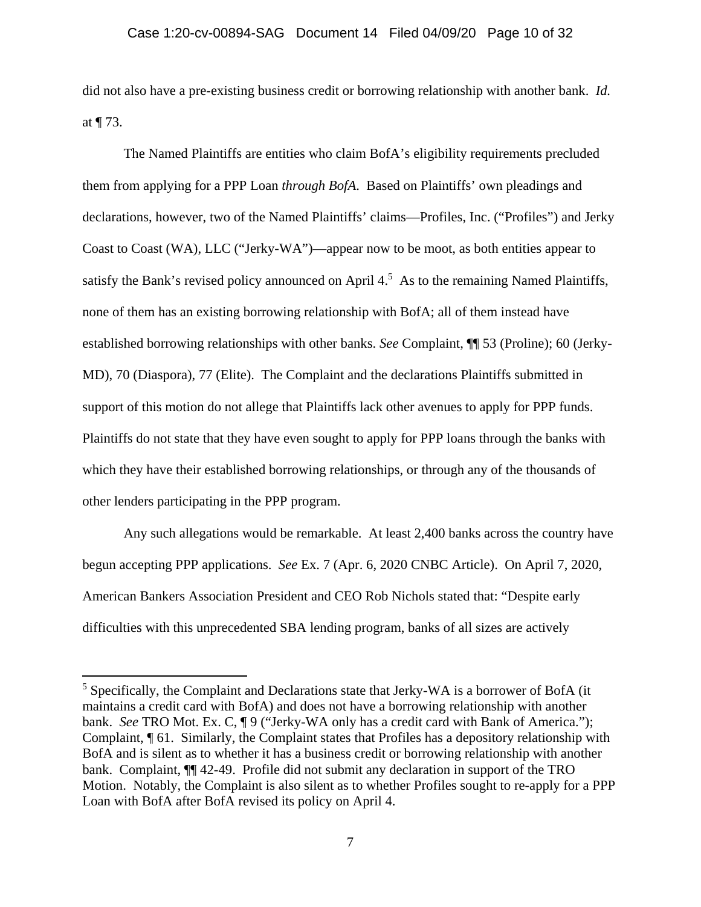did not also have a pre-existing business credit or borrowing relationship with another bank. *Id.* at ¶ 73.

The Named Plaintiffs are entities who claim BofA's eligibility requirements precluded them from applying for a PPP Loan *through BofA.* Based on Plaintiffs' own pleadings and declarations, however, two of the Named Plaintiffs' claims—Profiles, Inc. ("Profiles") and Jerky Coast to Coast (WA), LLC ("Jerky-WA")—appear now to be moot, as both entities appear to satisfy the Bank's revised policy announced on April 4.[5] As to the remaining Named Plaintiffs, none of them has an existing borrowing relationship with BofA; all of them instead have established borrowing relationships with other banks. *See* Complaint, ¶¶ 53 (Proline); 60 (Jerky-MD), 70 (Diaspora), 77 (Elite). The Complaint and the declarations Plaintiffs submitted in support of this motion do not allege that Plaintiffs lack other avenues to apply for PPP funds. Plaintiffs do not state that they have even sought to apply for PPP loans through the banks with which they have their established borrowing relationships, or through any of the thousands of other lenders participating in the PPP program.

Any such allegations would be remarkable. At least 2,400 banks across the country have begun accepting PPP applications. *See* Ex. 7 (Apr. 6, 2020 CNBC Article). On April 7, 2020, American Bankers Association President and CEO Rob Nichols stated that: "Despite early difficulties with this unprecedented SBA lending program, banks of all sizes are actively

---

[5] Specifically, the Complaint and Declarations state that Jerky-WA is a borrower of BofA (it maintains a credit card with BofA) and does not have a borrowing relationship with another bank. *See* TRO Mot. Ex. C, ¶ 9 ("Jerky-WA only has a credit card with Bank of America."); Complaint, ¶ 61. Similarly, the Complaint states that Profiles has a depository relationship with BofA and is silent as to whether it has a business credit or borrowing relationship with another bank. Complaint, ¶¶ 42-49. Profile did not submit any declaration in support of the TRO Motion. Notably, the Complaint is also silent as to whether Profiles sought to re-apply for a PPP Loan with BofA after BofA revised its policy on April 4.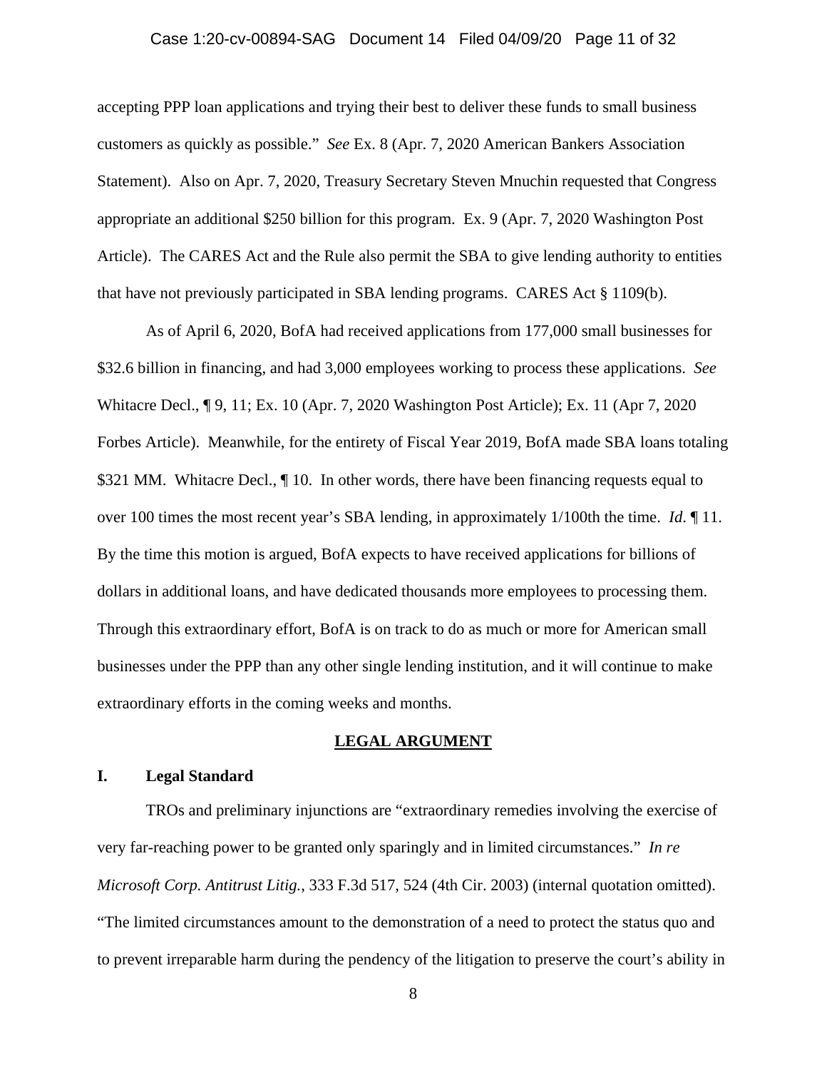accepting PPP loan applications and trying their best to deliver these funds to small business customers as quickly as possible." *See* Ex. 8 (Apr. 7, 2020 American Bankers Association Statement). Also on Apr. 7, 2020, Treasury Secretary Steven Mnuchin requested that Congress appropriate an additional $250 billion for this program. Ex. 9 (Apr. 7, 2020 Washington Post Article). The CARES Act and the Rule also permit the SBA to give lending authority to entities that have not previously participated in SBA lending programs. CARES Act § 1109(b).

As of April 6, 2020, BofA had received applications from 177,000 small businesses for $32.6 billion in financing, and had 3,000 employees working to process these applications. *See* Whitacre Decl., ¶ 9, 11; Ex. 10 (Apr. 7, 2020 Washington Post Article); Ex. 11 (Apr 7, 2020 Forbes Article). Meanwhile, for the entirety of Fiscal Year 2019, BofA made SBA loans totaling $321 MM. Whitacre Decl., ¶ 10. In other words, there have been financing requests equal to over 100 times the most recent year's SBA lending, in approximately 1/100th the time. *Id.* ¶ 11. By the time this motion is argued, BofA expects to have received applications for billions of dollars in additional loans, and have dedicated thousands more employees to processing them. Through this extraordinary effort, BofA is on track to do as much or more for American small businesses under the PPP than any other single lending institution, and it will continue to make extraordinary efforts in the coming weeks and months.

## LEGAL ARGUMENT

### I. Legal Standard

TROs and preliminary injunctions are "extraordinary remedies involving the exercise of very far-reaching power to be granted only sparingly and in limited circumstances." *In re Microsoft Corp. Antitrust Litig.*, 333 F.3d 517, 524 (4th Cir. 2003) (internal quotation omitted). "The limited circumstances amount to the demonstration of a need to protect the status quo and to prevent irreparable harm during the pendency of the litigation to preserve the court's ability in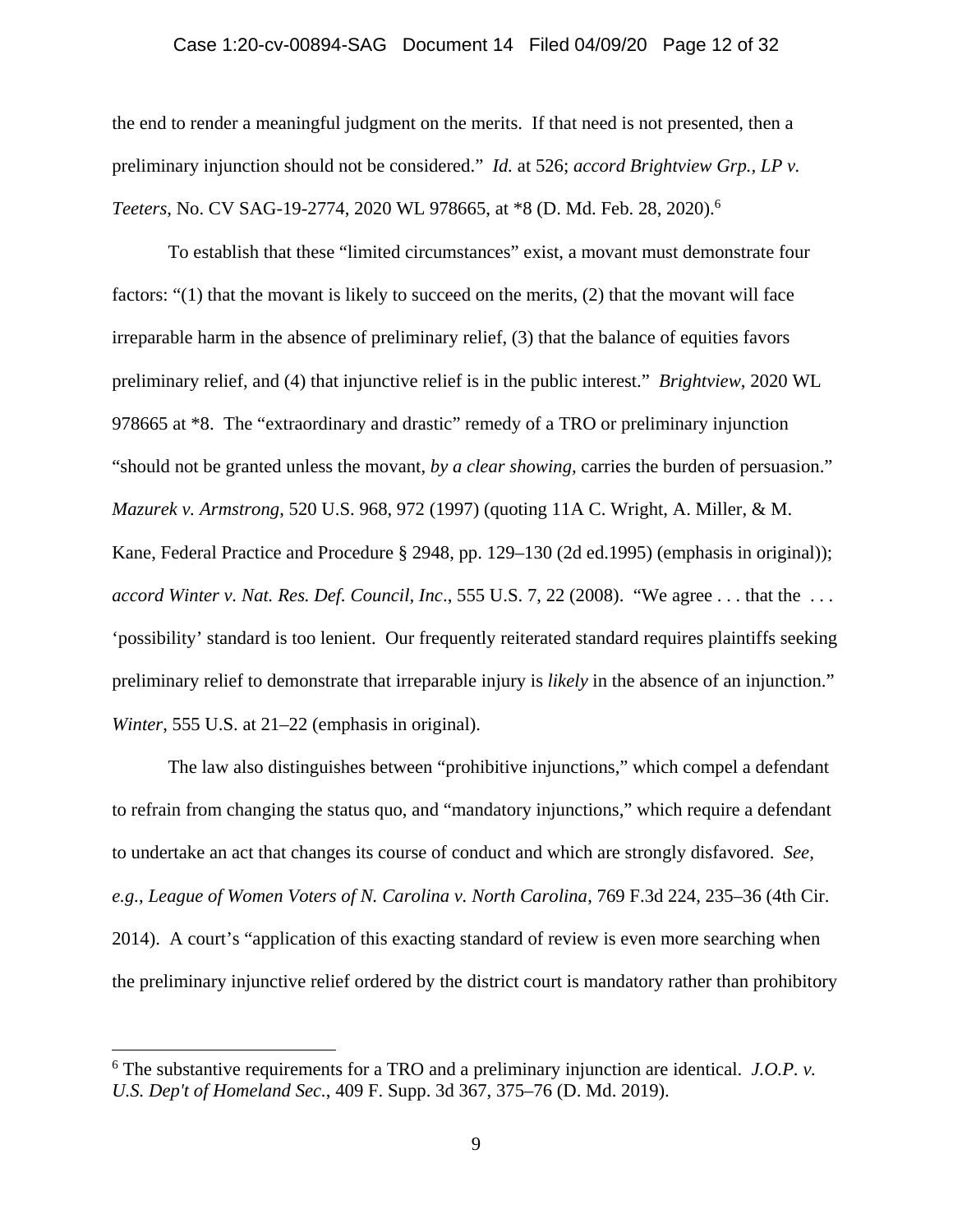the end to render a meaningful judgment on the merits. If that need is not presented, then a preliminary injunction should not be considered." *Id.* at 526; *accord Brightview Grp., LP v. Teeters*, No. CV SAG-19-2774, 2020 WL 978665, at *8 (D. Md. Feb. 28, 2020).[6]

To establish that these "limited circumstances" exist, a movant must demonstrate four factors: "(1) that the movant is likely to succeed on the merits, (2) that the movant will face irreparable harm in the absence of preliminary relief, (3) that the balance of equities favors preliminary relief, and (4) that injunctive relief is in the public interest." *Brightview*, 2020 WL 978665 at *8. The "extraordinary and drastic" remedy of a TRO or preliminary injunction "should not be granted unless the movant, *by a clear showing*, carries the burden of persuasion." *Mazurek v. Armstrong*, 520 U.S. 968, 972 (1997) (quoting 11A C. Wright, A. Miller, & M. Kane, Federal Practice and Procedure § 2948, pp. 129–130 (2d ed.1995) (emphasis in original)); *accord Winter v. Nat. Res. Def. Council, Inc*., 555 U.S. 7, 22 (2008). "We agree . . . that the . . . 'possibility' standard is too lenient. Our frequently reiterated standard requires plaintiffs seeking preliminary relief to demonstrate that irreparable injury is *likely* in the absence of an injunction." *Winter*, 555 U.S. at 21–22 (emphasis in original).

The law also distinguishes between "prohibitive injunctions," which compel a defendant to refrain from changing the status quo, and "mandatory injunctions," which require a defendant to undertake an act that changes its course of conduct and which are strongly disfavored. *See, e.g.*, *League of Women Voters of N. Carolina v. North Carolina*, 769 F.3d 224, 235–36 (4th Cir. 2014). A court's "application of this exacting standard of review is even more searching when the preliminary injunctive relief ordered by the district court is mandatory rather than prohibitory

---

[6] The substantive requirements for a TRO and a preliminary injunction are identical. *J.O.P. v. U.S. Dep't of Homeland Sec.*, 409 F. Supp. 3d 367, 375–76 (D. Md. 2019).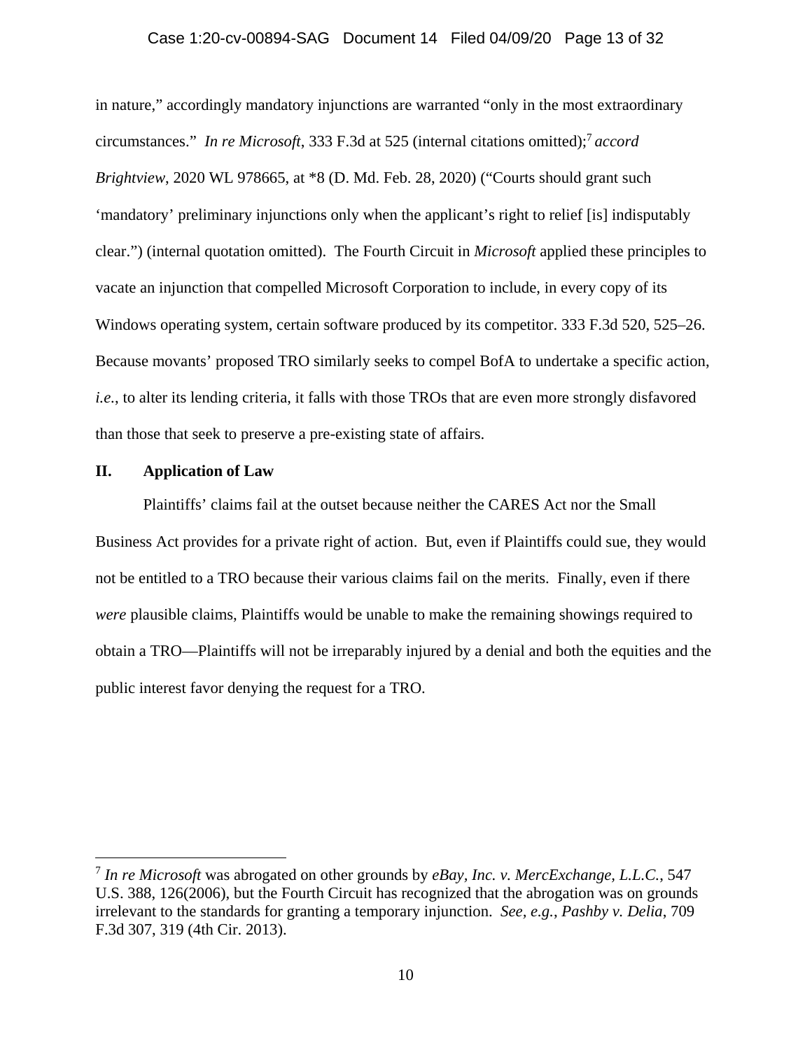in nature," accordingly mandatory injunctions are warranted "only in the most extraordinary circumstances." *In re Microsoft*, 333 F.3d at 525 (internal citations omitted);[7] *accord Brightview*, 2020 WL 978665, at *8 (D. Md. Feb. 28, 2020) ("Courts should grant such 'mandatory' preliminary injunctions only when the applicant's right to relief [is] indisputably clear.") (internal quotation omitted). The Fourth Circuit in *Microsoft* applied these principles to vacate an injunction that compelled Microsoft Corporation to include, in every copy of its Windows operating system, certain software produced by its competitor. 333 F.3d 520, 525–26. Because movants' proposed TRO similarly seeks to compel BofA to undertake a specific action, *i.e.*, to alter its lending criteria, it falls with those TROs that are even more strongly disfavored than those that seek to preserve a pre-existing state of affairs.

## II. Application of Law

Plaintiffs' claims fail at the outset because neither the CARES Act nor the Small Business Act provides for a private right of action. But, even if Plaintiffs could sue, they would not be entitled to a TRO because their various claims fail on the merits. Finally, even if there *were* plausible claims, Plaintiffs would be unable to make the remaining showings required to obtain a TRO—Plaintiffs will not be irreparably injured by a denial and both the equities and the public interest favor denying the request for a TRO.

---

[7] *In re Microsoft* was abrogated on other grounds by *eBay, Inc. v. MercExchange, L.L.C.*, 547 U.S. 388, 126(2006), but the Fourth Circuit has recognized that the abrogation was on grounds irrelevant to the standards for granting a temporary injunction. *See, e.g.*, *Pashby v. Delia*, 709 F.3d 307, 319 (4th Cir. 2013).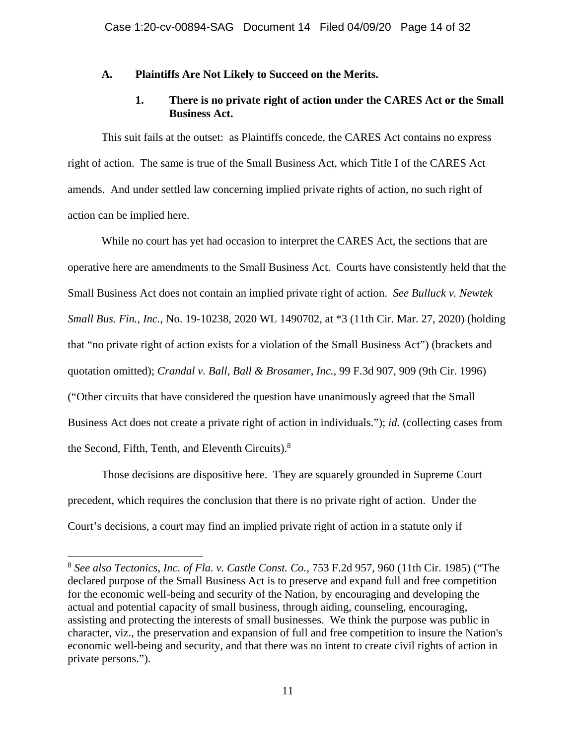### A. Plaintiffs Are Not Likely to Succeed on the Merits.

#### 1. There is no private right of action under the CARES Act or the Small Business Act.

This suit fails at the outset: as Plaintiffs concede, the CARES Act contains no express right of action. The same is true of the Small Business Act, which Title I of the CARES Act amends. And under settled law concerning implied private rights of action, no such right of action can be implied here.

While no court has yet had occasion to interpret the CARES Act, the sections that are operative here are amendments to the Small Business Act. Courts have consistently held that the Small Business Act does not contain an implied private right of action. *See Bulluck v. Newtek Small Bus. Fin., Inc.*, No. 19-10238, 2020 WL 1490702, at \*3 (11th Cir. Mar. 27, 2020) (holding that "no private right of action exists for a violation of the Small Business Act") (brackets and quotation omitted); *Crandal v. Ball, Ball & Brosamer, Inc.*, 99 F.3d 907, 909 (9th Cir. 1996) ("Other circuits that have considered the question have unanimously agreed that the Small Business Act does not create a private right of action in individuals."); *id.* (collecting cases from the Second, Fifth, Tenth, and Eleventh Circuits).[8]

Those decisions are dispositive here. They are squarely grounded in Supreme Court precedent, which requires the conclusion that there is no private right of action. Under the Court's decisions, a court may find an implied private right of action in a statute only if

---

[8] *See also Tectonics, Inc. of Fla. v. Castle Const. Co.*, 753 F.2d 957, 960 (11th Cir. 1985) ("The declared purpose of the Small Business Act is to preserve and expand full and free competition for the economic well-being and security of the Nation, by encouraging and developing the actual and potential capacity of small business, through aiding, counseling, encouraging, assisting and protecting the interests of small businesses. We think the purpose was public in character, viz., the preservation and expansion of full and free competition to insure the Nation's economic well-being and security, and that there was no intent to create civil rights of action in private persons.").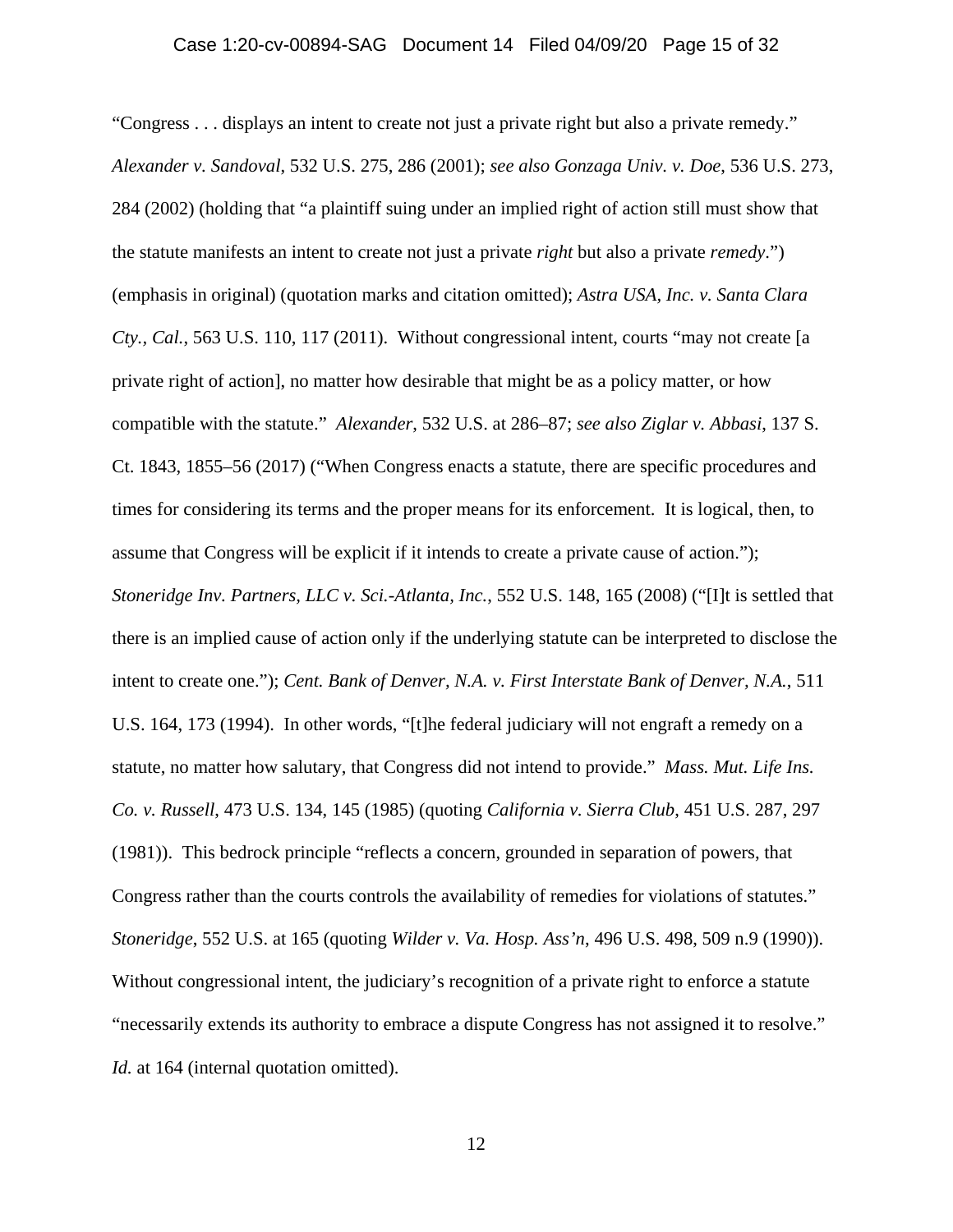"Congress . . . displays an intent to create not just a private right but also a private remedy." *Alexander v. Sandoval*, 532 U.S. 275, 286 (2001); *see also Gonzaga Univ. v. Doe*, 536 U.S. 273, 284 (2002) (holding that "a plaintiff suing under an implied right of action still must show that the statute manifests an intent to create not just a private *right* but also a private *remedy*.") (emphasis in original) (quotation marks and citation omitted); *Astra USA, Inc. v. Santa Clara Cty., Cal.*, 563 U.S. 110, 117 (2011). Without congressional intent, courts "may not create [a private right of action], no matter how desirable that might be as a policy matter, or how compatible with the statute." *Alexander*, 532 U.S. at 286–87; *see also Ziglar v. Abbasi*, 137 S. Ct. 1843, 1855–56 (2017) ("When Congress enacts a statute, there are specific procedures and times for considering its terms and the proper means for its enforcement. It is logical, then, to assume that Congress will be explicit if it intends to create a private cause of action."); *Stoneridge Inv. Partners, LLC v. Sci.-Atlanta, Inc.*, 552 U.S. 148, 165 (2008) ("[I]t is settled that there is an implied cause of action only if the underlying statute can be interpreted to disclose the intent to create one."); *Cent. Bank of Denver, N.A. v. First Interstate Bank of Denver, N.A.*, 511 U.S. 164, 173 (1994). In other words, "[t]he federal judiciary will not engraft a remedy on a statute, no matter how salutary, that Congress did not intend to provide." *Mass. Mut. Life Ins. Co. v. Russell*, 473 U.S. 134, 145 (1985) (quoting *California v. Sierra Club*, 451 U.S. 287, 297 (1981)). This bedrock principle "reflects a concern, grounded in separation of powers, that Congress rather than the courts controls the availability of remedies for violations of statutes." *Stoneridge*, 552 U.S. at 165 (quoting *Wilder v. Va. Hosp. Ass'n*, 496 U.S. 498, 509 n.9 (1990)). Without congressional intent, the judiciary's recognition of a private right to enforce a statute "necessarily extends its authority to embrace a dispute Congress has not assigned it to resolve." *Id.* at 164 (internal quotation omitted).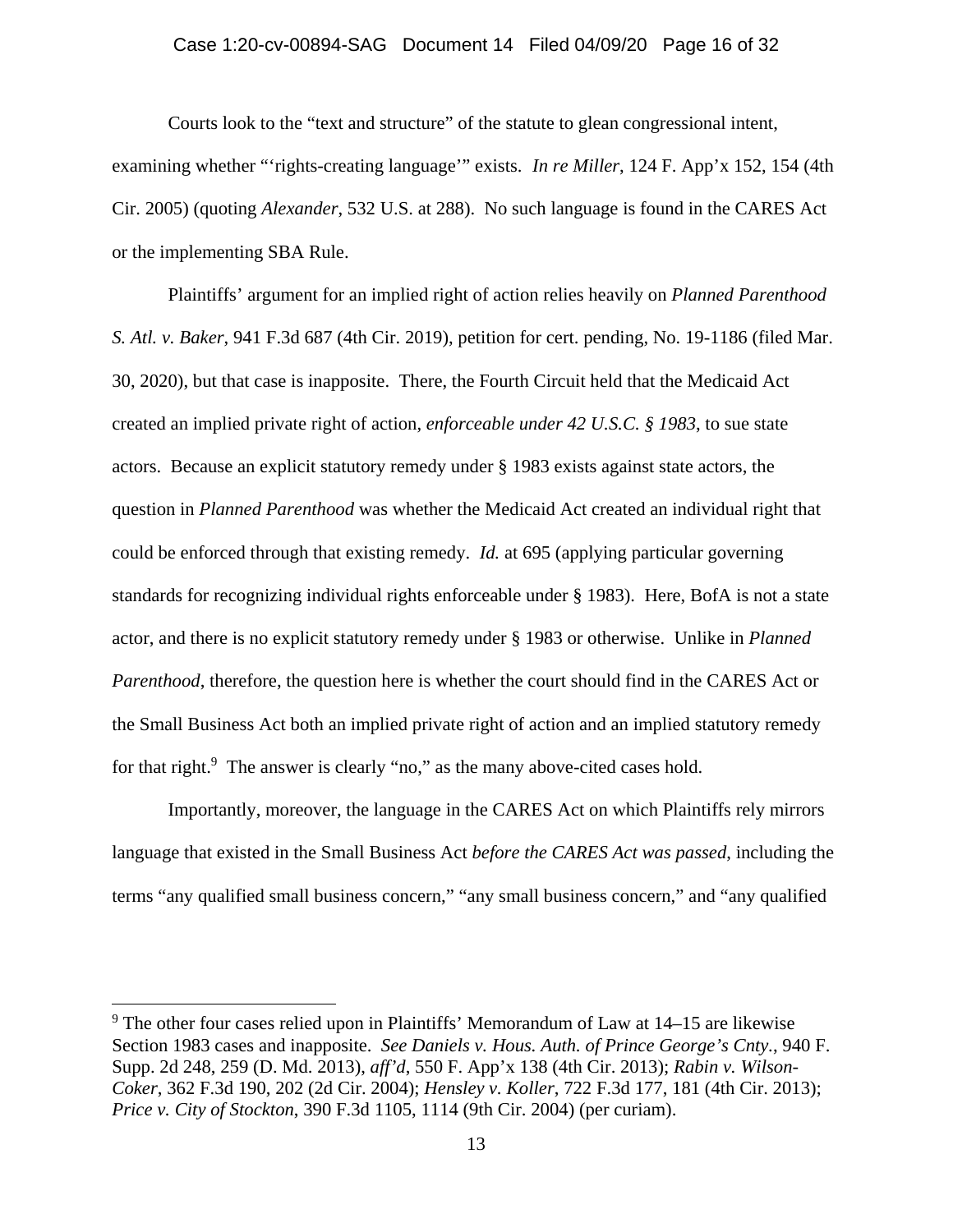Courts look to the "text and structure" of the statute to glean congressional intent, examining whether "'rights-creating language'" exists. *In re Miller*, 124 F. App'x 152, 154 (4th Cir. 2005) (quoting *Alexander*, 532 U.S. at 288). No such language is found in the CARES Act or the implementing SBA Rule.

Plaintiffs' argument for an implied right of action relies heavily on *Planned Parenthood S. Atl. v. Baker*, 941 F.3d 687 (4th Cir. 2019), petition for cert. pending, No. 19-1186 (filed Mar. 30, 2020), but that case is inapposite. There, the Fourth Circuit held that the Medicaid Act created an implied private right of action, *enforceable under 42 U.S.C. § 1983*, to sue state actors. Because an explicit statutory remedy under § 1983 exists against state actors, the question in *Planned Parenthood* was whether the Medicaid Act created an individual right that could be enforced through that existing remedy. *Id.* at 695 (applying particular governing standards for recognizing individual rights enforceable under § 1983). Here, BofA is not a state actor, and there is no explicit statutory remedy under § 1983 or otherwise. Unlike in *Planned Parenthood*, therefore, the question here is whether the court should find in the CARES Act or the Small Business Act both an implied private right of action and an implied statutory remedy for that right.[9] The answer is clearly "no," as the many above-cited cases hold.

Importantly, moreover, the language in the CARES Act on which Plaintiffs rely mirrors language that existed in the Small Business Act *before the CARES Act was passed*, including the terms "any qualified small business concern," "any small business concern," and "any qualified

---

[9] The other four cases relied upon in Plaintiffs' Memorandum of Law at 14–15 are likewise Section 1983 cases and inapposite. *See Daniels v. Hous. Auth. of Prince George's Cnty.*, 940 F. Supp. 2d 248, 259 (D. Md. 2013), *aff'd*, 550 F. App'x 138 (4th Cir. 2013); *Rabin v. Wilson-Coker*, 362 F.3d 190, 202 (2d Cir. 2004); *Hensley v. Koller*, 722 F.3d 177, 181 (4th Cir. 2013); *Price v. City of Stockton*, 390 F.3d 1105, 1114 (9th Cir. 2004) (per curiam).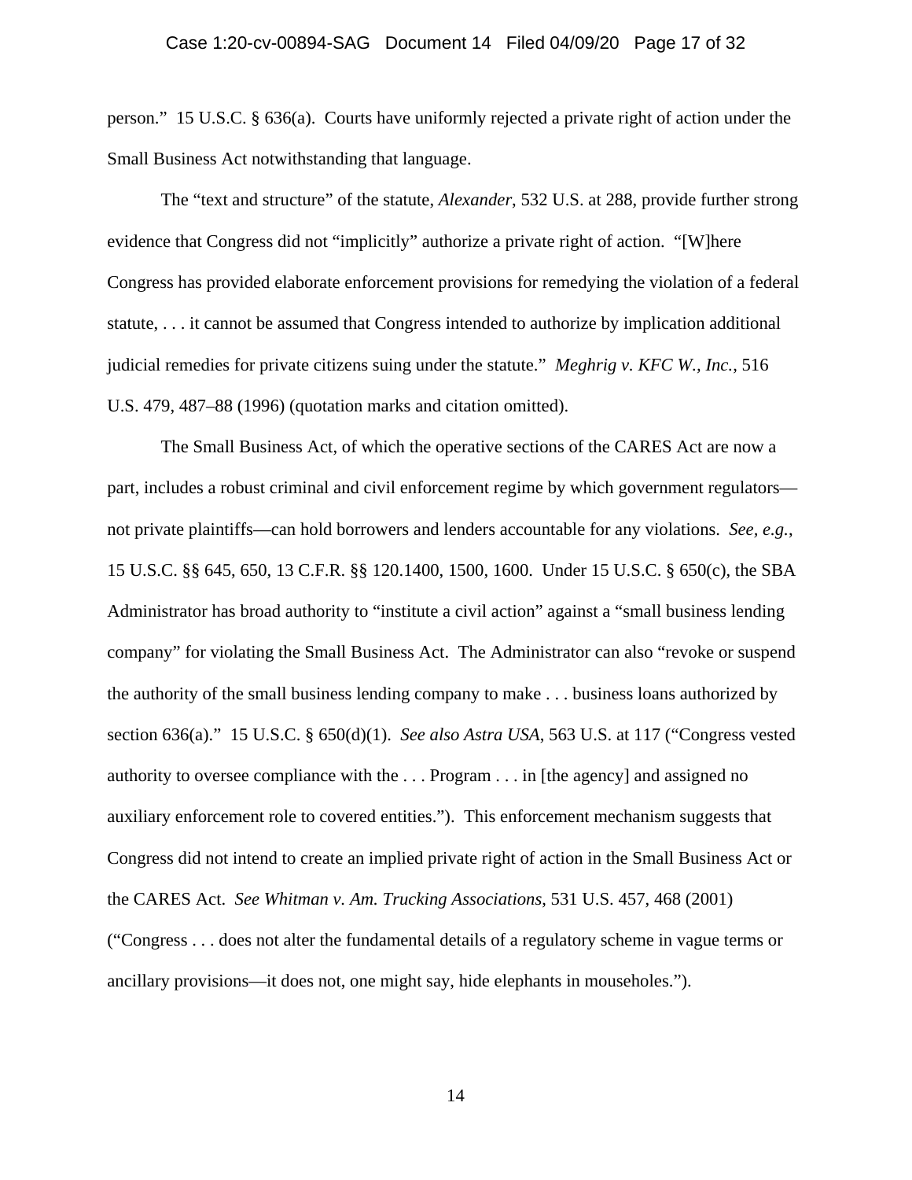person." 15 U.S.C. § 636(a). Courts have uniformly rejected a private right of action under the Small Business Act notwithstanding that language.

The "text and structure" of the statute, *Alexander*, 532 U.S. at 288, provide further strong evidence that Congress did not "implicitly" authorize a private right of action. "[W]here Congress has provided elaborate enforcement provisions for remedying the violation of a federal statute, . . . it cannot be assumed that Congress intended to authorize by implication additional judicial remedies for private citizens suing under the statute." *Meghrig v. KFC W., Inc.*, 516 U.S. 479, 487–88 (1996) (quotation marks and citation omitted).

The Small Business Act, of which the operative sections of the CARES Act are now a part, includes a robust criminal and civil enforcement regime by which government regulators—not private plaintiffs—can hold borrowers and lenders accountable for any violations. *See, e.g.*, 15 U.S.C. §§ 645, 650, 13 C.F.R. §§ 120.1400, 1500, 1600. Under 15 U.S.C. § 650(c), the SBA Administrator has broad authority to "institute a civil action" against a "small business lending company" for violating the Small Business Act. The Administrator can also "revoke or suspend the authority of the small business lending company to make . . . business loans authorized by section 636(a)." 15 U.S.C. § 650(d)(1). *See also Astra USA*, 563 U.S. at 117 ("Congress vested authority to oversee compliance with the . . . Program . . . in [the agency] and assigned no auxiliary enforcement role to covered entities."). This enforcement mechanism suggests that Congress did not intend to create an implied private right of action in the Small Business Act or the CARES Act. *See Whitman v. Am. Trucking Associations*, 531 U.S. 457, 468 (2001) ("Congress . . . does not alter the fundamental details of a regulatory scheme in vague terms or ancillary provisions—it does not, one might say, hide elephants in mouseholes.").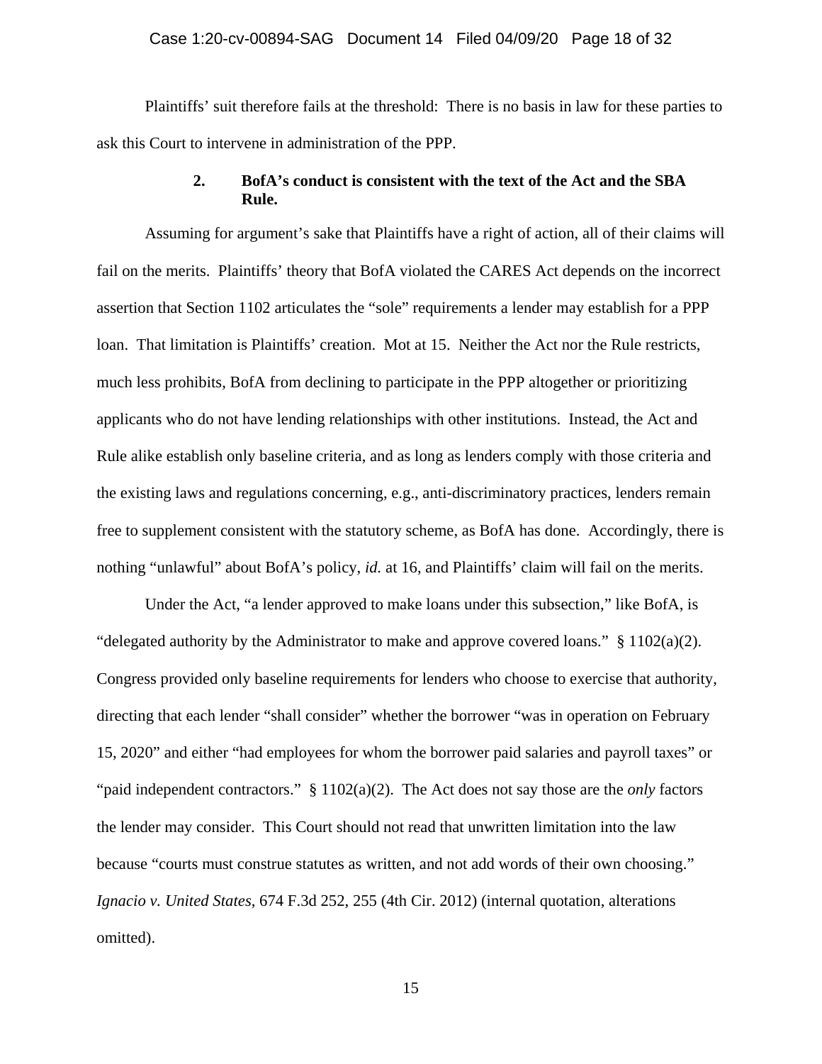Plaintiffs' suit therefore fails at the threshold: There is no basis in law for these parties to ask this Court to intervene in administration of the PPP.

### 2. BofA's conduct is consistent with the text of the Act and the SBA Rule.

Assuming for argument's sake that Plaintiffs have a right of action, all of their claims will fail on the merits. Plaintiffs' theory that BofA violated the CARES Act depends on the incorrect assertion that Section 1102 articulates the "sole" requirements a lender may establish for a PPP loan. That limitation is Plaintiffs' creation. Mot at 15. Neither the Act nor the Rule restricts, much less prohibits, BofA from declining to participate in the PPP altogether or prioritizing applicants who do not have lending relationships with other institutions. Instead, the Act and Rule alike establish only baseline criteria, and as long as lenders comply with those criteria and the existing laws and regulations concerning, e.g., anti-discriminatory practices, lenders remain free to supplement consistent with the statutory scheme, as BofA has done. Accordingly, there is nothing "unlawful" about BofA's policy, *id.* at 16, and Plaintiffs' claim will fail on the merits.

Under the Act, "a lender approved to make loans under this subsection," like BofA, is "delegated authority by the Administrator to make and approve covered loans." § 1102(a)(2). Congress provided only baseline requirements for lenders who choose to exercise that authority, directing that each lender "shall consider" whether the borrower "was in operation on February 15, 2020" and either "had employees for whom the borrower paid salaries and payroll taxes" or "paid independent contractors." § 1102(a)(2). The Act does not say those are the *only* factors the lender may consider. This Court should not read that unwritten limitation into the law because "courts must construe statutes as written, and not add words of their own choosing." *Ignacio v. United States*, 674 F.3d 252, 255 (4th Cir. 2012) (internal quotation, alterations omitted).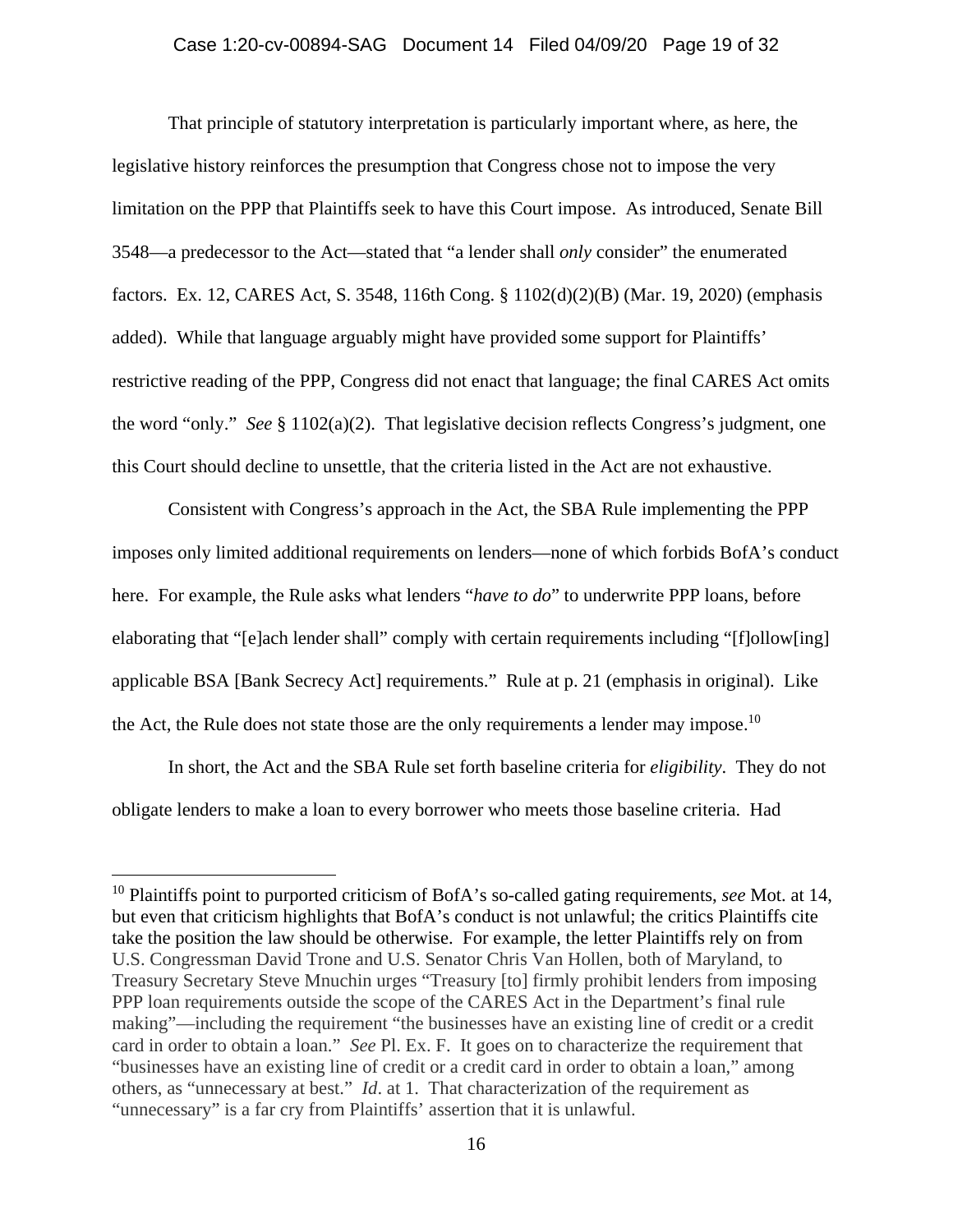That principle of statutory interpretation is particularly important where, as here, the legislative history reinforces the presumption that Congress chose not to impose the very limitation on the PPP that Plaintiffs seek to have this Court impose. As introduced, Senate Bill 3548—a predecessor to the Act—stated that "a lender shall *only* consider" the enumerated factors. Ex. 12, CARES Act, S. 3548, 116th Cong. § 1102(d)(2)(B) (Mar. 19, 2020) (emphasis added). While that language arguably might have provided some support for Plaintiffs' restrictive reading of the PPP, Congress did not enact that language; the final CARES Act omits the word "only." *See* § 1102(a)(2). That legislative decision reflects Congress's judgment, one this Court should decline to unsettle, that the criteria listed in the Act are not exhaustive.

Consistent with Congress's approach in the Act, the SBA Rule implementing the PPP imposes only limited additional requirements on lenders—none of which forbids BofA's conduct here. For example, the Rule asks what lenders "*have to do*" to underwrite PPP loans, before elaborating that "[e]ach lender shall" comply with certain requirements including "[f]ollow[ing] applicable BSA [Bank Secrecy Act] requirements." Rule at p. 21 (emphasis in original). Like the Act, the Rule does not state those are the only requirements a lender may impose.[10]

In short, the Act and the SBA Rule set forth baseline criteria for *eligibility*. They do not obligate lenders to make a loan to every borrower who meets those baseline criteria. Had

[10] Plaintiffs point to purported criticism of BofA's so-called gating requirements, *see* Mot. at 14, but even that criticism highlights that BofA's conduct is not unlawful; the critics Plaintiffs cite take the position the law should be otherwise. For example, the letter Plaintiffs rely on from U.S. Congressman David Trone and U.S. Senator Chris Van Hollen, both of Maryland, to Treasury Secretary Steve Mnuchin urges "Treasury [to] firmly prohibit lenders from imposing PPP loan requirements outside the scope of the CARES Act in the Department's final rule making"—including the requirement "the businesses have an existing line of credit or a credit card in order to obtain a loan." *See* Pl. Ex. F. It goes on to characterize the requirement that "businesses have an existing line of credit or a credit card in order to obtain a loan," among others, as "unnecessary at best." *Id*. at 1. That characterization of the requirement as "unnecessary" is a far cry from Plaintiffs' assertion that it is unlawful.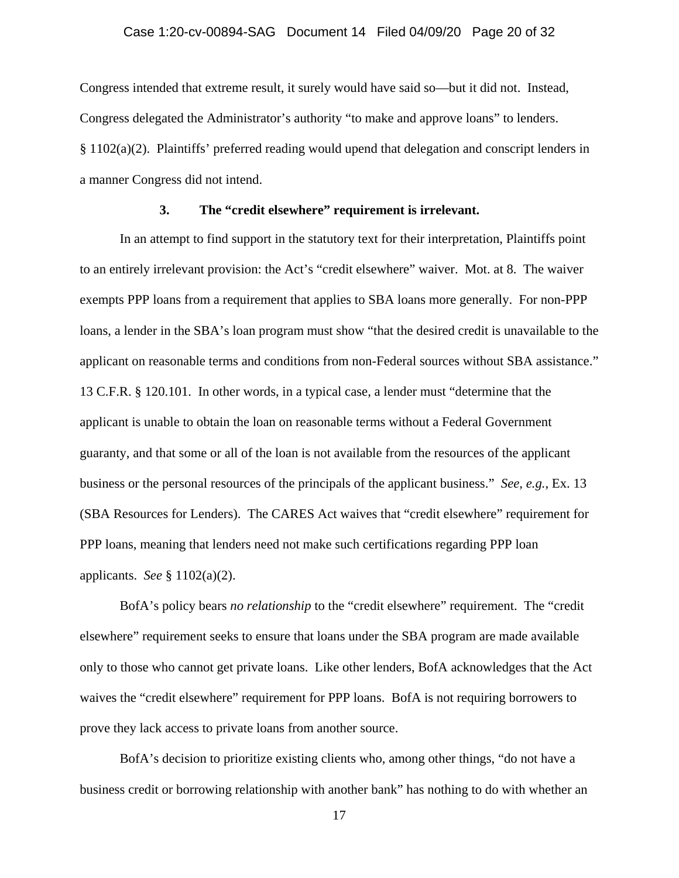Congress intended that extreme result, it surely would have said so—but it did not. Instead, Congress delegated the Administrator's authority "to make and approve loans" to lenders. § 1102(a)(2). Plaintiffs' preferred reading would upend that delegation and conscript lenders in a manner Congress did not intend.

### 3. The "credit elsewhere" requirement is irrelevant.

In an attempt to find support in the statutory text for their interpretation, Plaintiffs point to an entirely irrelevant provision: the Act's "credit elsewhere" waiver. Mot. at 8. The waiver exempts PPP loans from a requirement that applies to SBA loans more generally. For non-PPP loans, a lender in the SBA's loan program must show "that the desired credit is unavailable to the applicant on reasonable terms and conditions from non-Federal sources without SBA assistance." 13 C.F.R. § 120.101. In other words, in a typical case, a lender must "determine that the applicant is unable to obtain the loan on reasonable terms without a Federal Government guaranty, and that some or all of the loan is not available from the resources of the applicant business or the personal resources of the principals of the applicant business." *See, e.g.*, Ex. 13 (SBA Resources for Lenders). The CARES Act waives that "credit elsewhere" requirement for PPP loans, meaning that lenders need not make such certifications regarding PPP loan applicants. *See* § 1102(a)(2).

BofA's policy bears *no relationship* to the "credit elsewhere" requirement. The "credit elsewhere" requirement seeks to ensure that loans under the SBA program are made available only to those who cannot get private loans. Like other lenders, BofA acknowledges that the Act waives the "credit elsewhere" requirement for PPP loans. BofA is not requiring borrowers to prove they lack access to private loans from another source.

BofA's decision to prioritize existing clients who, among other things, "do not have a business credit or borrowing relationship with another bank" has nothing to do with whether an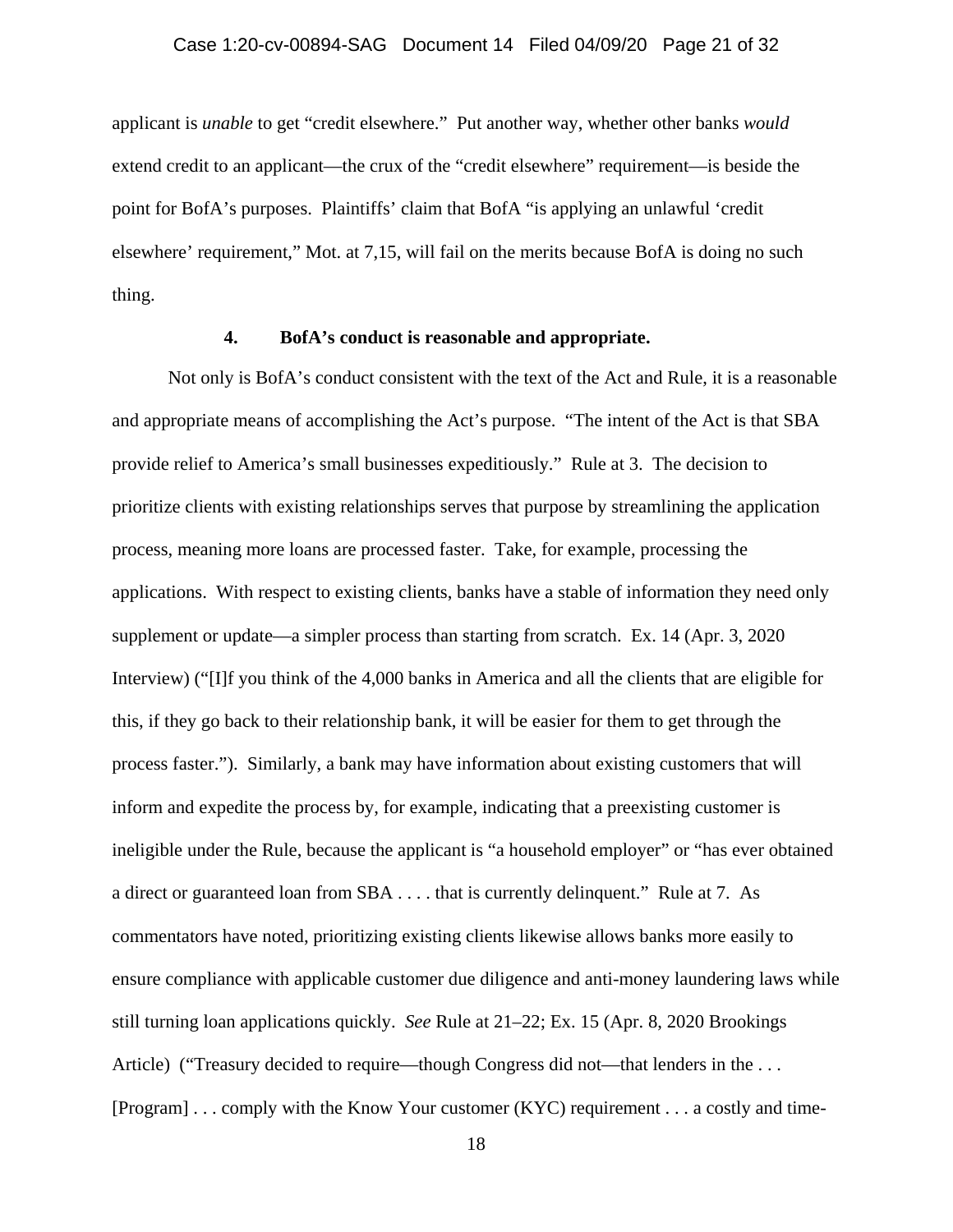applicant is *unable* to get "credit elsewhere." Put another way, whether other banks *would* extend credit to an applicant—the crux of the "credit elsewhere" requirement—is beside the point for BofA's purposes. Plaintiffs' claim that BofA "is applying an unlawful 'credit elsewhere' requirement," Mot. at 7,15, will fail on the merits because BofA is doing no such thing.

#### 4. BofA's conduct is reasonable and appropriate.

Not only is BofA's conduct consistent with the text of the Act and Rule, it is a reasonable and appropriate means of accomplishing the Act's purpose. "The intent of the Act is that SBA provide relief to America's small businesses expeditiously." Rule at 3. The decision to prioritize clients with existing relationships serves that purpose by streamlining the application process, meaning more loans are processed faster. Take, for example, processing the applications. With respect to existing clients, banks have a stable of information they need only supplement or update—a simpler process than starting from scratch. Ex. 14 (Apr. 3, 2020 Interview) ("[I]f you think of the 4,000 banks in America and all the clients that are eligible for this, if they go back to their relationship bank, it will be easier for them to get through the process faster."). Similarly, a bank may have information about existing customers that will inform and expedite the process by, for example, indicating that a preexisting customer is ineligible under the Rule, because the applicant is "a household employer" or "has ever obtained a direct or guaranteed loan from SBA . . . . that is currently delinquent." Rule at 7. As commentators have noted, prioritizing existing clients likewise allows banks more easily to ensure compliance with applicable customer due diligence and anti-money laundering laws while still turning loan applications quickly. *See* Rule at 21–22; Ex. 15 (Apr. 8, 2020 Brookings Article) ("Treasury decided to require—though Congress did not—that lenders in the . . . [Program] . . . comply with the Know Your customer (KYC) requirement . . . a costly and time-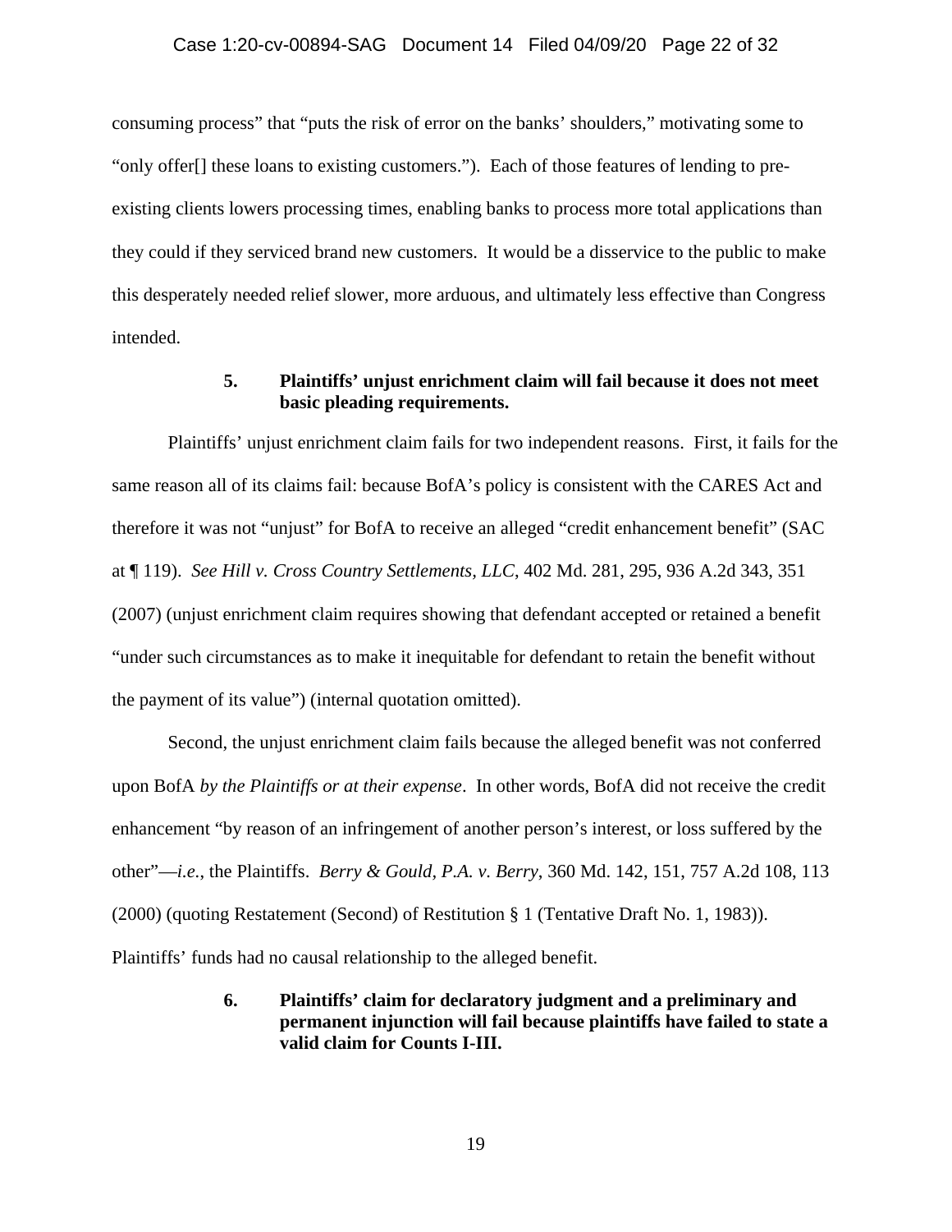consuming process" that "puts the risk of error on the banks' shoulders," motivating some to "only offer[] these loans to existing customers."). Each of those features of lending to pre-existing clients lowers processing times, enabling banks to process more total applications than they could if they serviced brand new customers. It would be a disservice to the public to make this desperately needed relief slower, more arduous, and ultimately less effective than Congress intended.

#### 5. Plaintiffs' unjust enrichment claim will fail because it does not meet basic pleading requirements.

Plaintiffs' unjust enrichment claim fails for two independent reasons. First, it fails for the same reason all of its claims fail: because BofA's policy is consistent with the CARES Act and therefore it was not "unjust" for BofA to receive an alleged "credit enhancement benefit" (SAC at ¶ 119). *See Hill v. Cross Country Settlements, LLC*, 402 Md. 281, 295, 936 A.2d 343, 351 (2007) (unjust enrichment claim requires showing that defendant accepted or retained a benefit "under such circumstances as to make it inequitable for defendant to retain the benefit without the payment of its value") (internal quotation omitted).

Second, the unjust enrichment claim fails because the alleged benefit was not conferred upon BofA *by the Plaintiffs or at their expense*. In other words, BofA did not receive the credit enhancement "by reason of an infringement of another person's interest, or loss suffered by the other"—*i.e.*, the Plaintiffs. *Berry & Gould, P.A. v. Berry*, 360 Md. 142, 151, 757 A.2d 108, 113 (2000) (quoting Restatement (Second) of Restitution § 1 (Tentative Draft No. 1, 1983)). Plaintiffs' funds had no causal relationship to the alleged benefit.

#### 6. Plaintiffs' claim for declaratory judgment and a preliminary and permanent injunction will fail because plaintiffs have failed to state a valid claim for Counts I-III.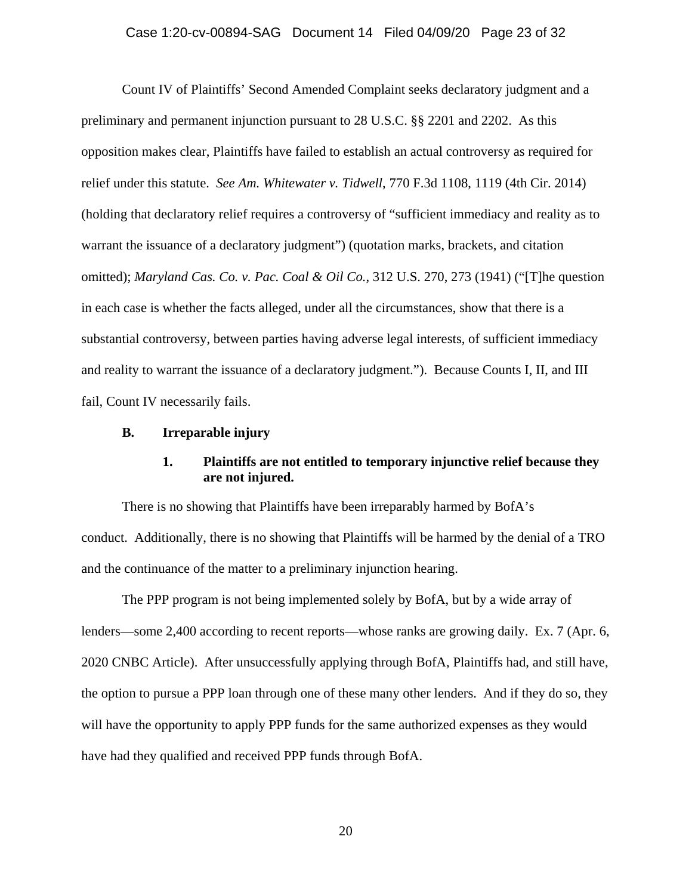Count IV of Plaintiffs' Second Amended Complaint seeks declaratory judgment and a preliminary and permanent injunction pursuant to 28 U.S.C. §§ 2201 and 2202. As this opposition makes clear, Plaintiffs have failed to establish an actual controversy as required for relief under this statute. *See Am. Whitewater v. Tidwell*, 770 F.3d 1108, 1119 (4th Cir. 2014) (holding that declaratory relief requires a controversy of "sufficient immediacy and reality as to warrant the issuance of a declaratory judgment") (quotation marks, brackets, and citation omitted); *Maryland Cas. Co. v. Pac. Coal & Oil Co.*, 312 U.S. 270, 273 (1941) ("[T]he question in each case is whether the facts alleged, under all the circumstances, show that there is a substantial controversy, between parties having adverse legal interests, of sufficient immediacy and reality to warrant the issuance of a declaratory judgment."). Because Counts I, II, and III fail, Count IV necessarily fails.

### B. Irreparable injury

#### 1. Plaintiffs are not entitled to temporary injunctive relief because they are not injured.

There is no showing that Plaintiffs have been irreparably harmed by BofA's conduct. Additionally, there is no showing that Plaintiffs will be harmed by the denial of a TRO and the continuance of the matter to a preliminary injunction hearing.

The PPP program is not being implemented solely by BofA, but by a wide array of lenders—some 2,400 according to recent reports—whose ranks are growing daily. Ex. 7 (Apr. 6, 2020 CNBC Article). After unsuccessfully applying through BofA, Plaintiffs had, and still have, the option to pursue a PPP loan through one of these many other lenders. And if they do so, they will have the opportunity to apply PPP funds for the same authorized expenses as they would have had they qualified and received PPP funds through BofA.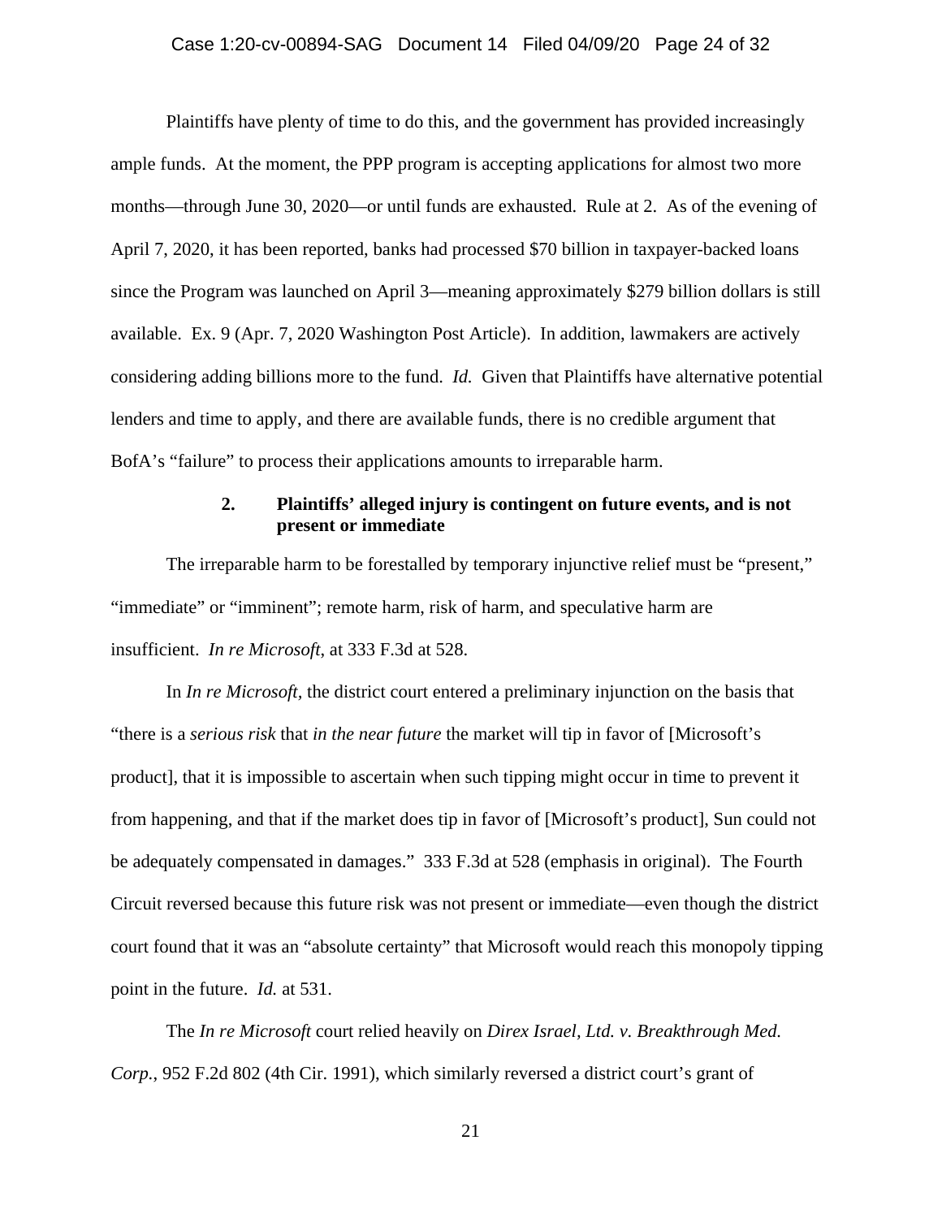Plaintiffs have plenty of time to do this, and the government has provided increasingly ample funds. At the moment, the PPP program is accepting applications for almost two more months—through June 30, 2020—or until funds are exhausted. Rule at 2. As of the evening of April 7, 2020, it has been reported, banks had processed $70 billion in taxpayer-backed loans since the Program was launched on April 3—meaning approximately $279 billion dollars is still available. Ex. 9 (Apr. 7, 2020 Washington Post Article). In addition, lawmakers are actively considering adding billions more to the fund. *Id.* Given that Plaintiffs have alternative potential lenders and time to apply, and there are available funds, there is no credible argument that BofA's "failure" to process their applications amounts to irreparable harm.

**2. Plaintiffs' alleged injury is contingent on future events, and is not present or immediate**

The irreparable harm to be forestalled by temporary injunctive relief must be "present," "immediate" or "imminent"; remote harm, risk of harm, and speculative harm are insufficient. *In re Microsoft*, at 333 F.3d at 528.

In *In re Microsoft,* the district court entered a preliminary injunction on the basis that "there is a *serious risk* that *in the near future* the market will tip in favor of [Microsoft's product], that it is impossible to ascertain when such tipping might occur in time to prevent it from happening, and that if the market does tip in favor of [Microsoft's product], Sun could not be adequately compensated in damages." 333 F.3d at 528 (emphasis in original). The Fourth Circuit reversed because this future risk was not present or immediate—even though the district court found that it was an "absolute certainty" that Microsoft would reach this monopoly tipping point in the future. *Id.* at 531.

The *In re Microsoft* court relied heavily on *Direx Israel, Ltd. v. Breakthrough Med. Corp.*, 952 F.2d 802 (4th Cir. 1991), which similarly reversed a district court's grant of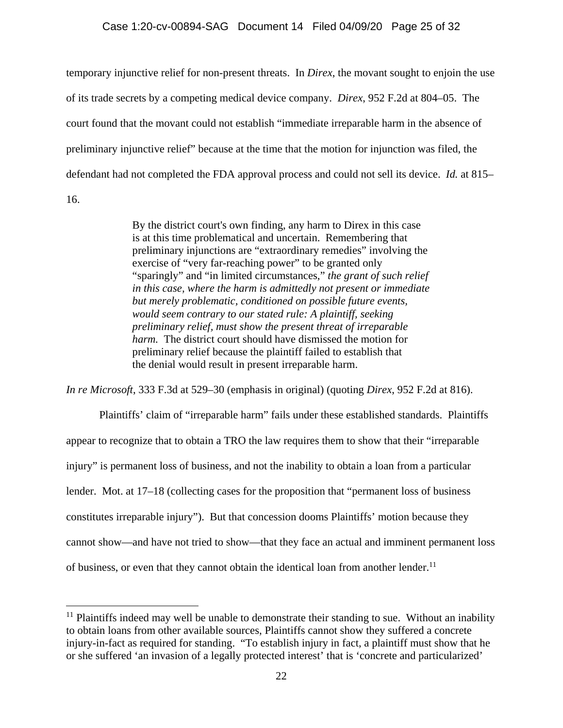temporary injunctive relief for non-present threats. In *Direx*, the movant sought to enjoin the use of its trade secrets by a competing medical device company. *Direx*, 952 F.2d at 804–05. The court found that the movant could not establish "immediate irreparable harm in the absence of preliminary injunctive relief" because at the time that the motion for injunction was filed, the defendant had not completed the FDA approval process and could not sell its device. *Id.* at 815–16.

> By the district court's own finding, any harm to Direx in this case is at this time problematical and uncertain. Remembering that preliminary injunctions are "extraordinary remedies" involving the exercise of "very far-reaching power" to be granted only "sparingly" and "in limited circumstances," *the grant of such relief in this case, where the harm is admittedly not present or immediate but merely problematic, conditioned on possible future events, would seem contrary to our stated rule: A plaintiff, seeking preliminary relief, must show the present threat of irreparable harm.* The district court should have dismissed the motion for preliminary relief because the plaintiff failed to establish that the denial would result in present irreparable harm.

*In re Microsoft*, 333 F.3d at 529–30 (emphasis in original) (quoting *Direx*, 952 F.2d at 816).

Plaintiffs' claim of "irreparable harm" fails under these established standards. Plaintiffs appear to recognize that to obtain a TRO the law requires them to show that their "irreparable injury" is permanent loss of business, and not the inability to obtain a loan from a particular lender. Mot. at 17–18 (collecting cases for the proposition that "permanent loss of business constitutes irreparable injury"). But that concession dooms Plaintiffs' motion because they cannot show—and have not tried to show—that they face an actual and imminent permanent loss of business, or even that they cannot obtain the identical loan from another lender.[11]

[11] Plaintiffs indeed may well be unable to demonstrate their standing to sue. Without an inability to obtain loans from other available sources, Plaintiffs cannot show they suffered a concrete injury-in-fact as required for standing. "To establish injury in fact, a plaintiff must show that he or she suffered 'an invasion of a legally protected interest' that is 'concrete and particularized'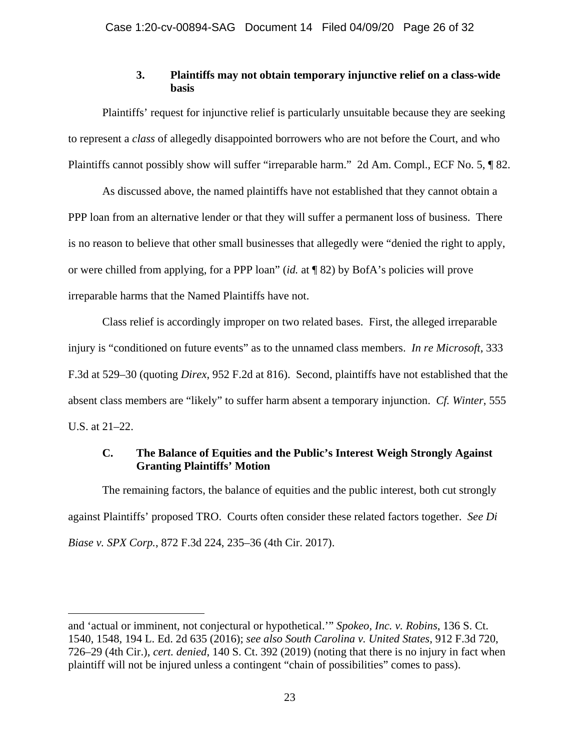### 3. Plaintiffs may not obtain temporary injunctive relief on a class-wide basis

Plaintiffs' request for injunctive relief is particularly unsuitable because they are seeking to represent a *class* of allegedly disappointed borrowers who are not before the Court, and who Plaintiffs cannot possibly show will suffer "irreparable harm." 2d Am. Compl., ECF No. 5, ¶ 82.

As discussed above, the named plaintiffs have not established that they cannot obtain a PPP loan from an alternative lender or that they will suffer a permanent loss of business. There is no reason to believe that other small businesses that allegedly were "denied the right to apply, or were chilled from applying, for a PPP loan" (*id.* at ¶ 82) by BofA's policies will prove irreparable harms that the Named Plaintiffs have not.

Class relief is accordingly improper on two related bases. First, the alleged irreparable injury is "conditioned on future events" as to the unnamed class members. *In re Microsoft*, 333 F.3d at 529–30 (quoting *Direx*, 952 F.2d at 816). Second, plaintiffs have not established that the absent class members are "likely" to suffer harm absent a temporary injunction. *Cf. Winter*, 555 U.S. at 21–22.

## C. The Balance of Equities and the Public's Interest Weigh Strongly Against Granting Plaintiffs' Motion

The remaining factors, the balance of equities and the public interest, both cut strongly against Plaintiffs' proposed TRO. Courts often consider these related factors together. *See Di Biase v. SPX Corp.*, 872 F.3d 224, 235–36 (4th Cir. 2017).

---

and 'actual or imminent, not conjectural or hypothetical.'" *Spokeo, Inc. v. Robins*, 136 S. Ct. 1540, 1548, 194 L. Ed. 2d 635 (2016); *see also South Carolina v. United States*, 912 F.3d 720, 726–29 (4th Cir.), *cert. denied*, 140 S. Ct. 392 (2019) (noting that there is no injury in fact when plaintiff will not be injured unless a contingent "chain of possibilities" comes to pass).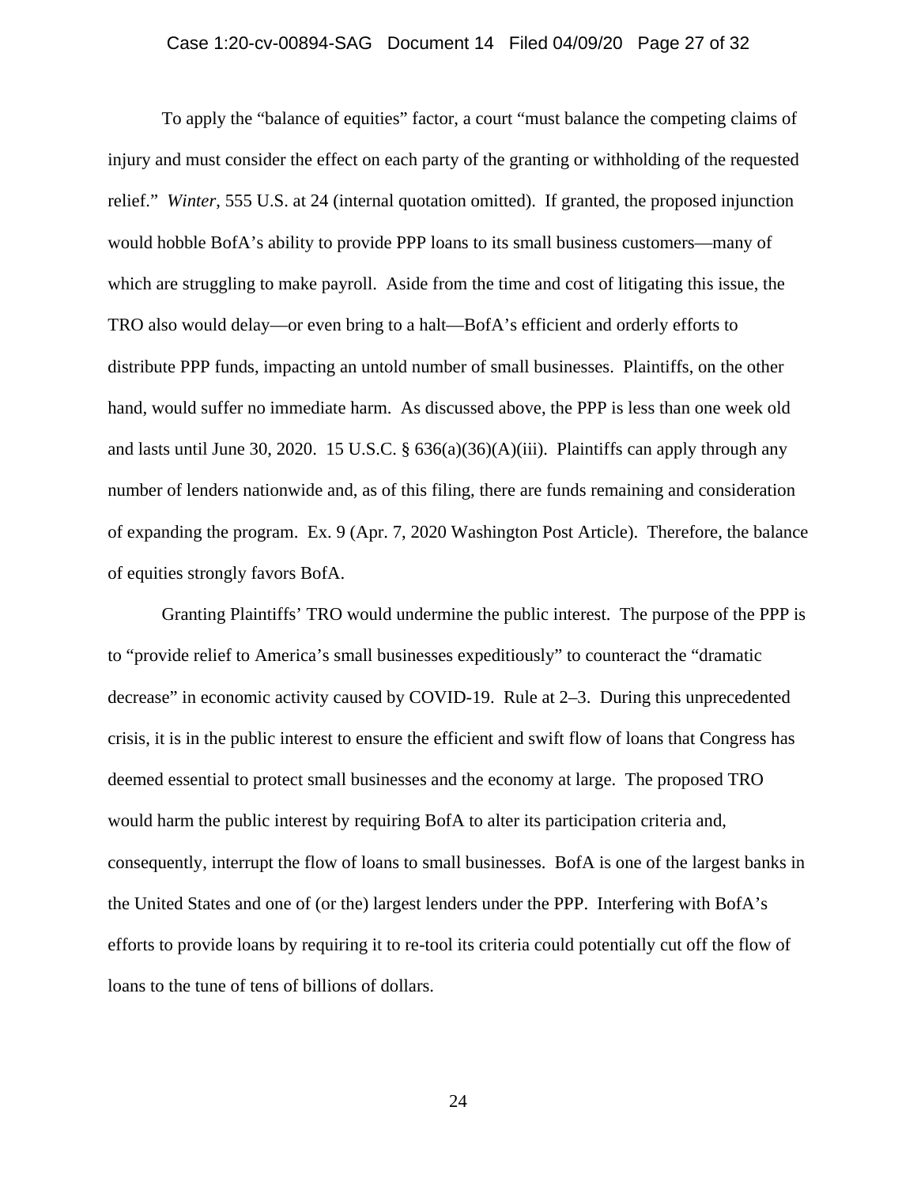To apply the "balance of equities" factor, a court "must balance the competing claims of injury and must consider the effect on each party of the granting or withholding of the requested relief." *Winter*, 555 U.S. at 24 (internal quotation omitted). If granted, the proposed injunction would hobble BofA's ability to provide PPP loans to its small business customers—many of which are struggling to make payroll. Aside from the time and cost of litigating this issue, the TRO also would delay—or even bring to a halt—BofA's efficient and orderly efforts to distribute PPP funds, impacting an untold number of small businesses. Plaintiffs, on the other hand, would suffer no immediate harm. As discussed above, the PPP is less than one week old and lasts until June 30, 2020. 15 U.S.C. § 636(a)(36)(A)(iii). Plaintiffs can apply through any number of lenders nationwide and, as of this filing, there are funds remaining and consideration of expanding the program. Ex. 9 (Apr. 7, 2020 Washington Post Article). Therefore, the balance of equities strongly favors BofA.

Granting Plaintiffs' TRO would undermine the public interest. The purpose of the PPP is to "provide relief to America's small businesses expeditiously" to counteract the "dramatic decrease" in economic activity caused by COVID-19. Rule at 2–3. During this unprecedented crisis, it is in the public interest to ensure the efficient and swift flow of loans that Congress has deemed essential to protect small businesses and the economy at large. The proposed TRO would harm the public interest by requiring BofA to alter its participation criteria and, consequently, interrupt the flow of loans to small businesses. BofA is one of the largest banks in the United States and one of (or the) largest lenders under the PPP. Interfering with BofA's efforts to provide loans by requiring it to re-tool its criteria could potentially cut off the flow of loans to the tune of tens of billions of dollars.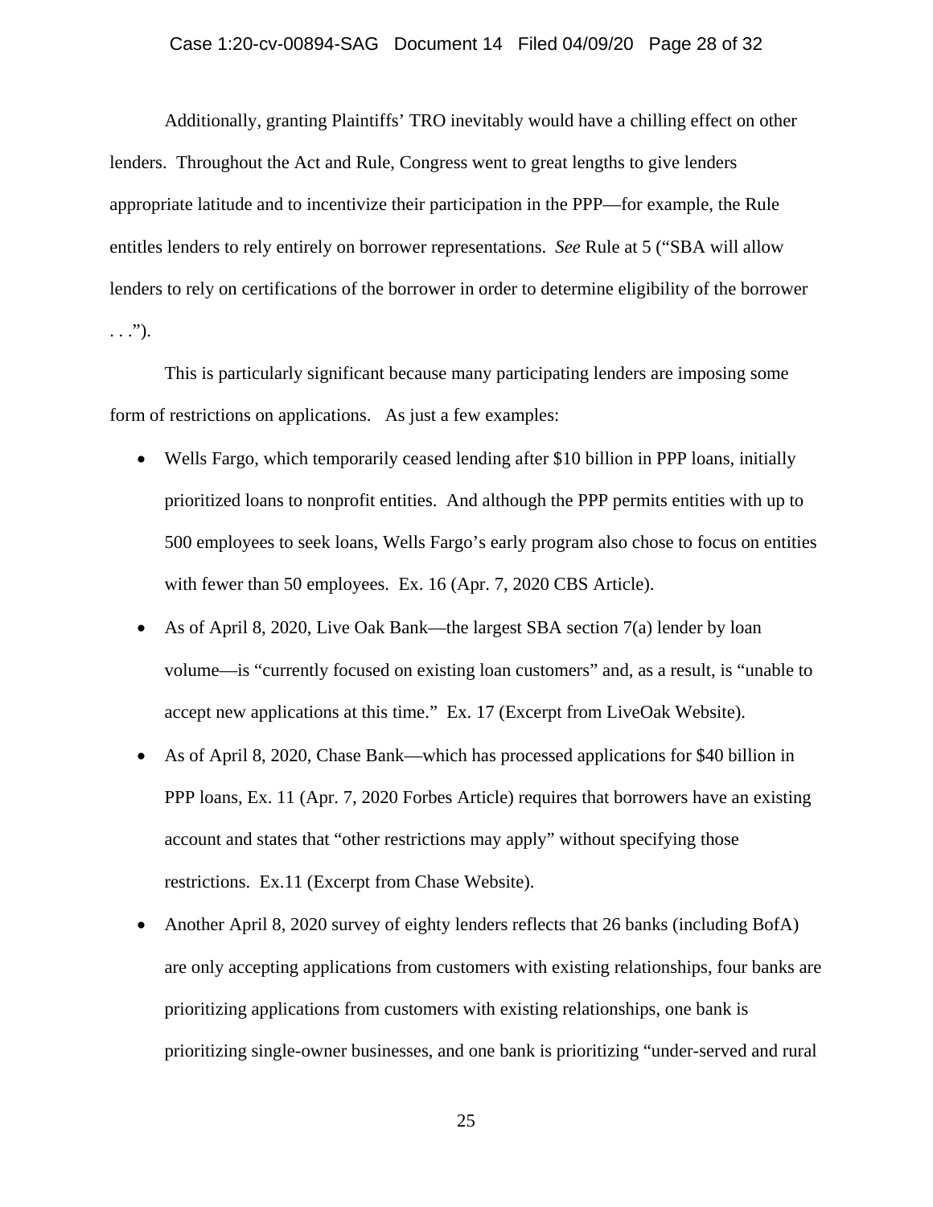Additionally, granting Plaintiffs' TRO inevitably would have a chilling effect on other lenders. Throughout the Act and Rule, Congress went to great lengths to give lenders appropriate latitude and to incentivize their participation in the PPP—for example, the Rule entitles lenders to rely entirely on borrower representations. *See* Rule at 5 ("SBA will allow lenders to rely on certifications of the borrower in order to determine eligibility of the borrower . . .").

This is particularly significant because many participating lenders are imposing some form of restrictions on applications. As just a few examples:

- Wells Fargo, which temporarily ceased lending after $10 billion in PPP loans, initially prioritized loans to nonprofit entities. And although the PPP permits entities with up to 500 employees to seek loans, Wells Fargo's early program also chose to focus on entities with fewer than 50 employees. Ex. 16 (Apr. 7, 2020 CBS Article).
- As of April 8, 2020, Live Oak Bank—the largest SBA section 7(a) lender by loan volume—is "currently focused on existing loan customers" and, as a result, is "unable to accept new applications at this time." Ex. 17 (Excerpt from LiveOak Website).
- As of April 8, 2020, Chase Bank—which has processed applications for $40 billion in PPP loans, Ex. 11 (Apr. 7, 2020 Forbes Article) requires that borrowers have an existing account and states that "other restrictions may apply" without specifying those restrictions. Ex.11 (Excerpt from Chase Website).
- Another April 8, 2020 survey of eighty lenders reflects that 26 banks (including BofA) are only accepting applications from customers with existing relationships, four banks are prioritizing applications from customers with existing relationships, one bank is prioritizing single-owner businesses, and one bank is prioritizing "under-served and rural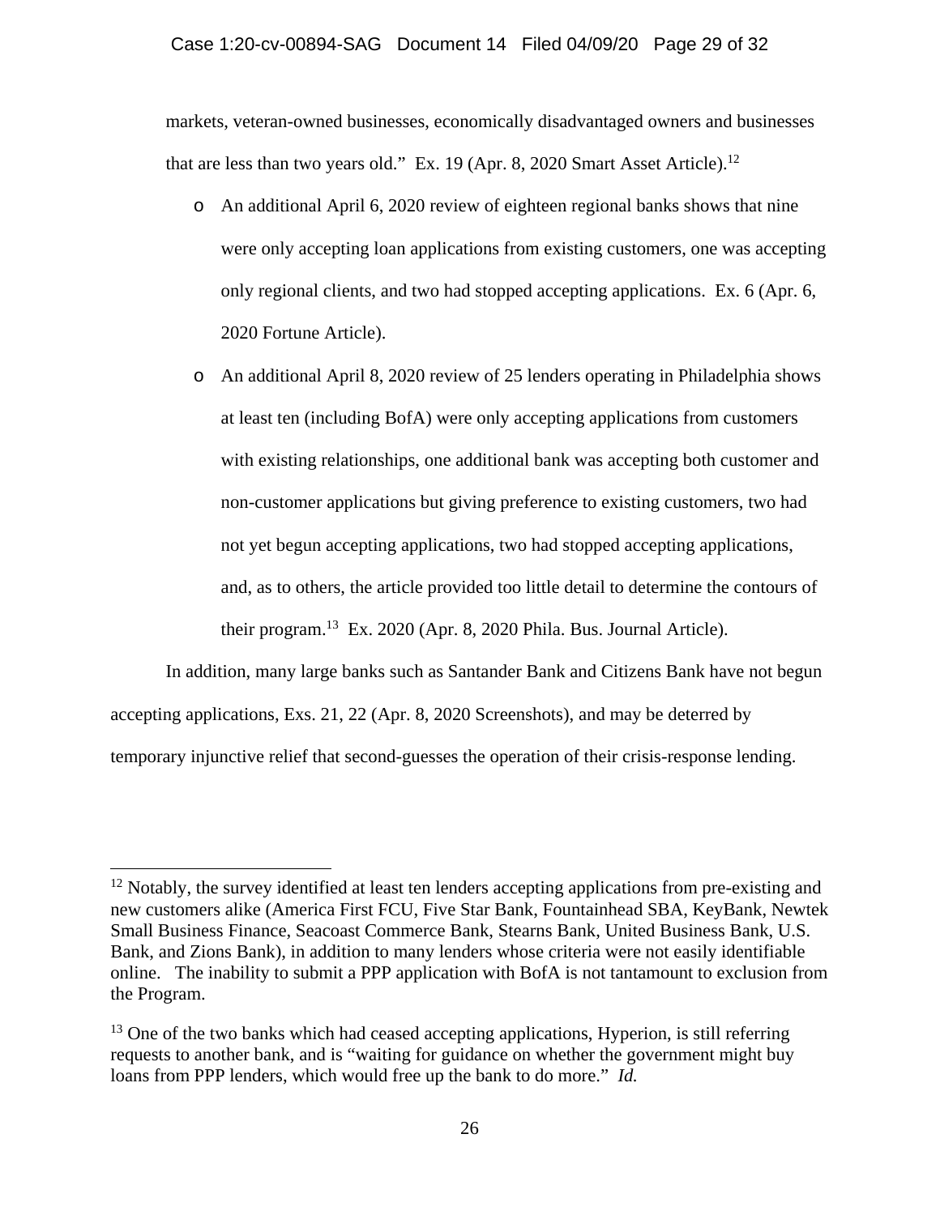markets, veteran-owned businesses, economically disadvantaged owners and businesses that are less than two years old." Ex. 19 (Apr. 8, 2020 Smart Asset Article).[12]

- An additional April 6, 2020 review of eighteen regional banks shows that nine were only accepting loan applications from existing customers, one was accepting only regional clients, and two had stopped accepting applications. Ex. 6 (Apr. 6, 2020 Fortune Article).
- An additional April 8, 2020 review of 25 lenders operating in Philadelphia shows at least ten (including BofA) were only accepting applications from customers with existing relationships, one additional bank was accepting both customer and non-customer applications but giving preference to existing customers, two had not yet begun accepting applications, two had stopped accepting applications, and, as to others, the article provided too little detail to determine the contours of their program.[13] Ex. 2020 (Apr. 8, 2020 Phila. Bus. Journal Article).

In addition, many large banks such as Santander Bank and Citizens Bank have not begun accepting applications, Exs. 21, 22 (Apr. 8, 2020 Screenshots), and may be deterred by temporary injunctive relief that second-guesses the operation of their crisis-response lending.

---

[12] Notably, the survey identified at least ten lenders accepting applications from pre-existing and new customers alike (America First FCU, Five Star Bank, Fountainhead SBA, KeyBank, Newtek Small Business Finance, Seacoast Commerce Bank, Stearns Bank, United Business Bank, U.S. Bank, and Zions Bank), in addition to many lenders whose criteria were not easily identifiable online. The inability to submit a PPP application with BofA is not tantamount to exclusion from the Program.

[13] One of the two banks which had ceased accepting applications, Hyperion, is still referring requests to another bank, and is "waiting for guidance on whether the government might buy loans from PPP lenders, which would free up the bank to do more." *Id.*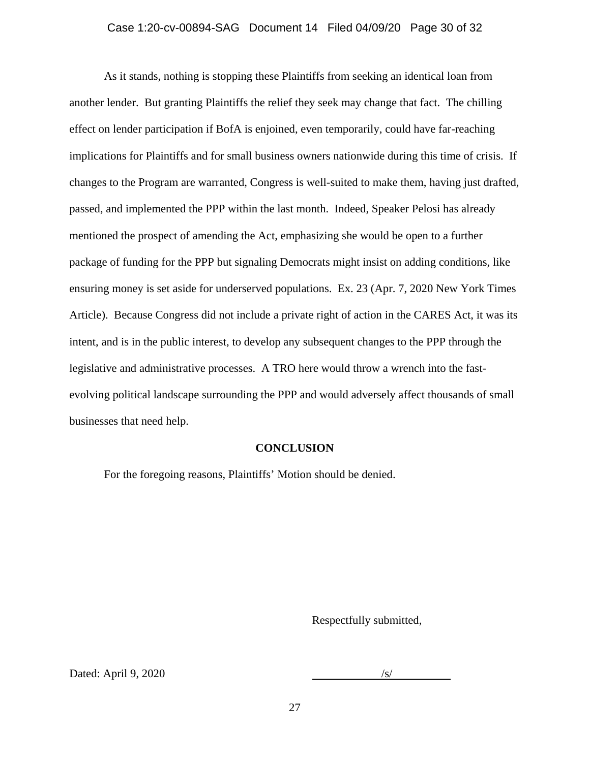As it stands, nothing is stopping these Plaintiffs from seeking an identical loan from another lender. But granting Plaintiffs the relief they seek may change that fact. The chilling effect on lender participation if BofA is enjoined, even temporarily, could have far-reaching implications for Plaintiffs and for small business owners nationwide during this time of crisis. If changes to the Program are warranted, Congress is well-suited to make them, having just drafted, passed, and implemented the PPP within the last month. Indeed, Speaker Pelosi has already mentioned the prospect of amending the Act, emphasizing she would be open to a further package of funding for the PPP but signaling Democrats might insist on adding conditions, like ensuring money is set aside for underserved populations. Ex. 23 (Apr. 7, 2020 New York Times Article). Because Congress did not include a private right of action in the CARES Act, it was its intent, and is in the public interest, to develop any subsequent changes to the PPP through the legislative and administrative processes. A TRO here would throw a wrench into the fast-evolving political landscape surrounding the PPP and would adversely affect thousands of small businesses that need help.

## CONCLUSION

For the foregoing reasons, Plaintiffs' Motion should be denied.

Respectfully submitted,

Dated: April 9, 2020

/s/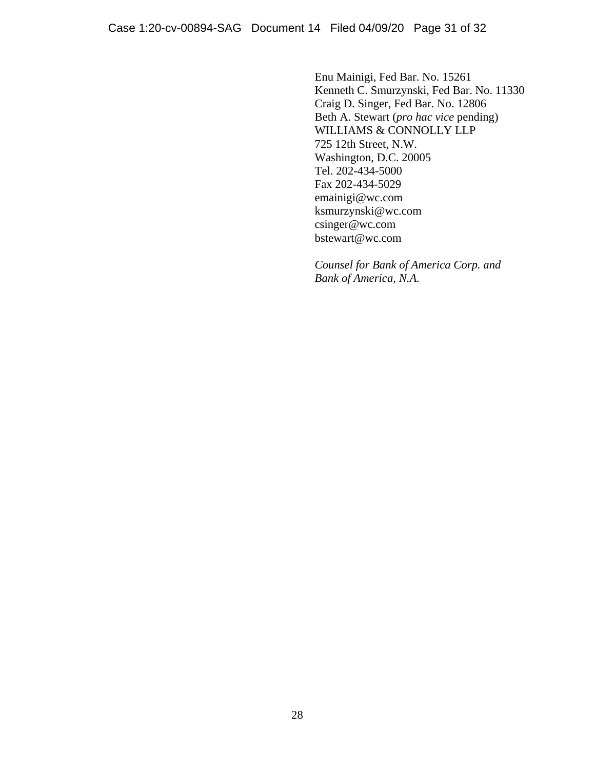Enu Mainigi, Fed Bar. No. 15261
Kenneth C. Smurzynski, Fed Bar. No. 11330
Craig D. Singer, Fed Bar. No. 12806
Beth A. Stewart (*pro hac vice* pending)
WILLIAMS & CONNOLLY LLP
725 12th Street, N.W.
Washington, D.C. 20005
Tel. 202-434-5000
Fax 202-434-5029
emainigi@wc.com
ksmurzynski@wc.com
csinger@wc.com
bstewart@wc.com

*Counsel for Bank of America Corp. and Bank of America, N.A.*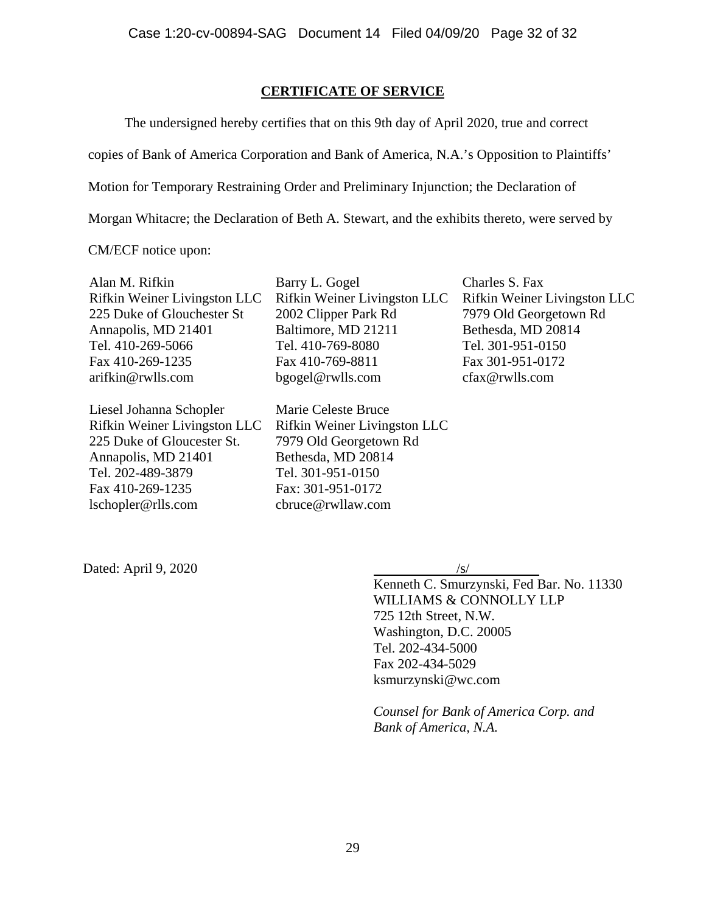## CERTIFICATE OF SERVICE

The undersigned hereby certifies that on this 9th day of April 2020, true and correct copies of Bank of America Corporation and Bank of America, N.A.'s Opposition to Plaintiffs' Motion for Temporary Restraining Order and Preliminary Injunction; the Declaration of Morgan Whitacre; the Declaration of Beth A. Stewart, and the exhibits thereto, were served by CM/ECF notice upon:

Alan M. Rifkin
Rifkin Weiner Livingston LLC
225 Duke of Glouchester St
Annapolis, MD 21401
Tel. 410-269-5066
Fax 410-269-1235
arifkin@rwlls.com

Barry L. Gogel
Rifkin Weiner Livingston LLC
2002 Clipper Park Rd
Baltimore, MD 21211
Tel. 410-769-8080
Fax 410-769-8811
bgogel@rwlls.com

Charles S. Fax
Rifkin Weiner Livingston LLC
7979 Old Georgetown Rd
Bethesda, MD 20814
Tel. 301-951-0150
Fax 301-951-0172
cfax@rwlls.com

Liesel Johanna Schopler
Rifkin Weiner Livingston LLC
225 Duke of Gloucester St.
Annapolis, MD 21401
Tel. 202-489-3879
Fax 410-269-1235
lschopler@rlls.com

Marie Celeste Bruce
Rifkin Weiner Livingston LLC
7979 Old Georgetown Rd
Bethesda, MD 20814
Tel. 301-951-0150
Fax: 301-951-0172
cbruce@rwllaw.com

Dated: April 9, 2020

/s/
Kenneth C. Smurzynski, Fed Bar. No. 11330
WILLIAMS & CONNOLLY LLP
725 12th Street, N.W.
Washington, D.C. 20005
Tel. 202-434-5000
Fax 202-434-5029
ksmurzynski@wc.com

*Counsel for Bank of America Corp. and Bank of America, N.A.*